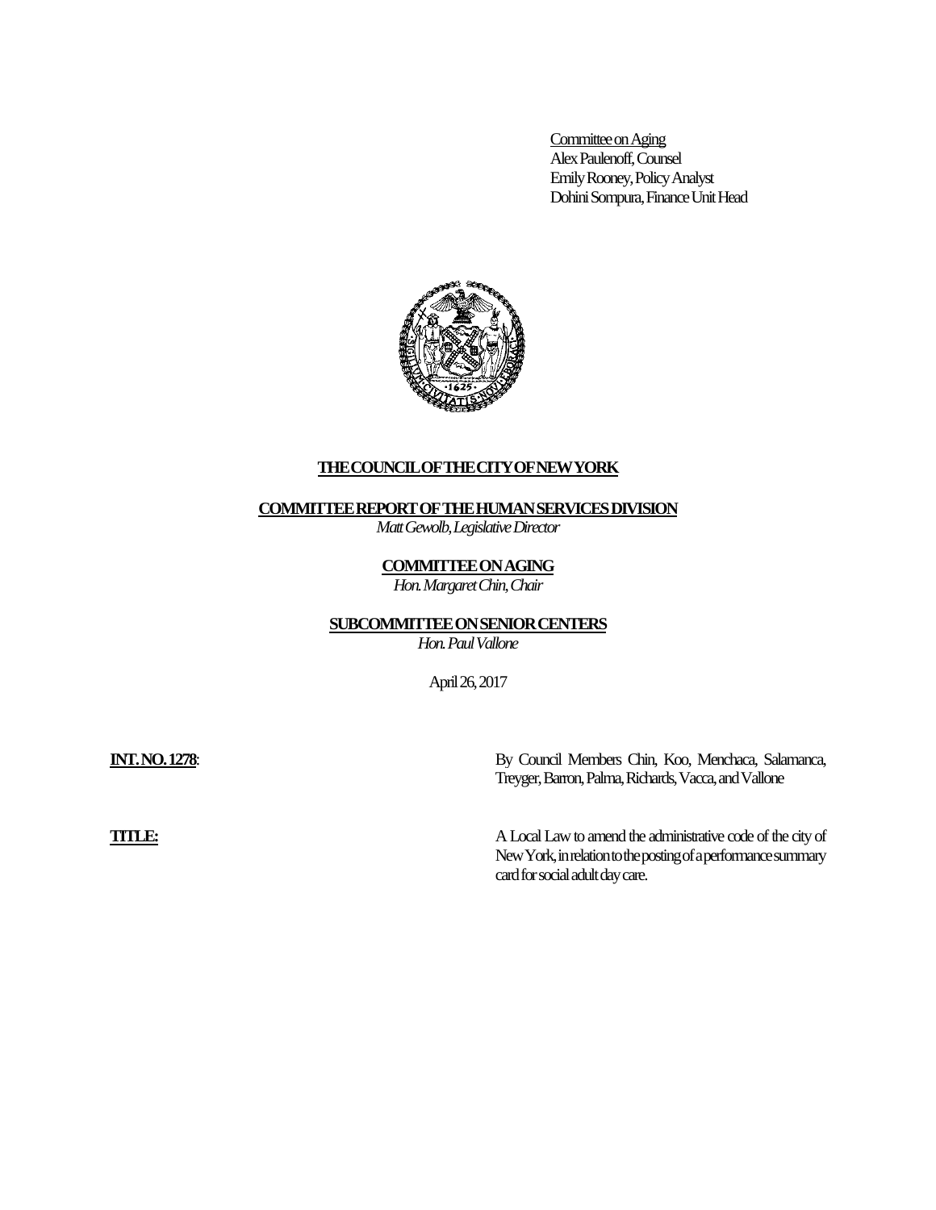Committee on Aging
Alex Paulenoff, Counsel
Emily Rooney, Policy Analyst
Dohini Sompura, Finance Unit Head

**THE COUNCIL OF THE CITY OF NEW YORK**

**COMMITTEE REPORT OF THE HUMAN SERVICES DIVISION**

*Matt Gewolb, Legislative Director*

**COMMITTEE ON AGING**

*Hon. Margaret Chin, Chair*

**SUBCOMMITTEE ON SENIOR CENTERS**

*Hon. Paul Vallone*

April 26, 2017

**INT. NO. 1278**: By Council Members Chin, Koo, Menchaca, Salamanca, Treyger, Barron, Palma, Richards, Vacca, and Vallone

**TITLE:** A Local Law to amend the administrative code of the city of New York, in relation to the posting of a performance summary card for social adult day care.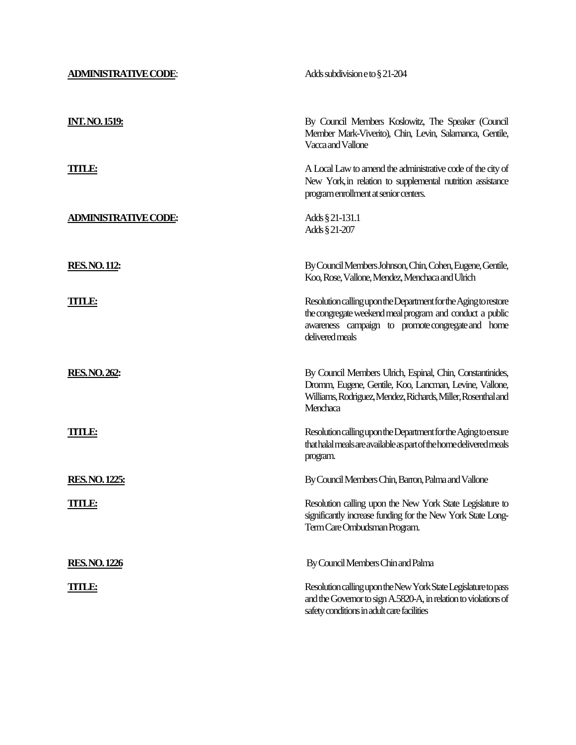**ADMINISTRATIVE CODE**: Adds subdivision e to § 21-204

**INT. NO. 1519:** By Council Members Koslowitz, The Speaker (Council Member Mark-Viverito), Chin, Levin, Salamanca, Gentile, Vacca and Vallone

**TITLE:** A Local Law to amend the administrative code of the city of New York, in relation to supplemental nutrition assistance program enrollment at senior centers.

**ADMINISTRATIVE CODE:** Adds § 21-131.1
Adds § 21-207

**RES. NO. 112:** By Council Members Johnson, Chin, Cohen, Eugene, Gentile, Koo, Rose, Vallone, Mendez, Menchaca and Ulrich

**TITLE:** Resolution calling upon the Department for the Aging to restore the congregate weekend meal program and conduct a public awareness campaign to promote congregate and home delivered meals

**RES. NO. 262:** By Council Members Ulrich, Espinal, Chin, Constantinides, Dromm, Eugene, Gentile, Koo, Lancman, Levine, Vallone, Williams, Rodriguez, Mendez, Richards, Miller, Rosenthal and Menchaca

**TITLE:** Resolution calling upon the Department for the Aging to ensure that halal meals are available as part of the home delivered meals program.

**RES. NO. 1225:** By Council Members Chin, Barron, Palma and Vallone

**TITLE:** Resolution calling upon the New York State Legislature to significantly increase funding for the New York State Long-Term Care Ombudsman Program.

**RES. NO. 1226** By Council Members Chin and Palma

**TITLE:** Resolution calling upon the New York State Legislature to pass and the Governor to sign A.5820-A, in relation to violations of safety conditions in adult care facilities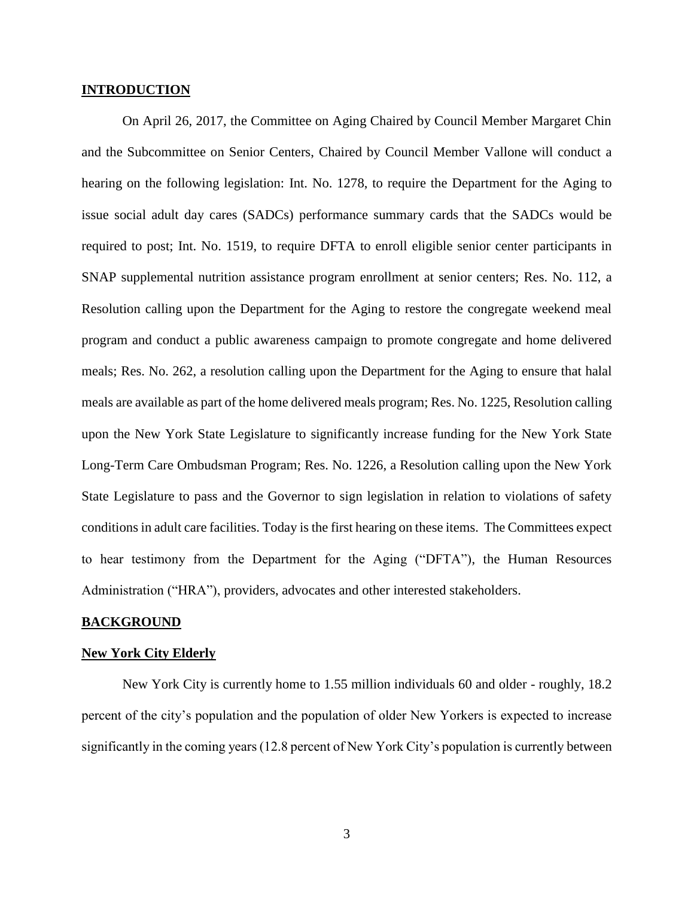## INTRODUCTION

On April 26, 2017, the Committee on Aging Chaired by Council Member Margaret Chin and the Subcommittee on Senior Centers, Chaired by Council Member Vallone will conduct a hearing on the following legislation: Int. No. 1278, to require the Department for the Aging to issue social adult day cares (SADCs) performance summary cards that the SADCs would be required to post; Int. No. 1519, to require DFTA to enroll eligible senior center participants in SNAP supplemental nutrition assistance program enrollment at senior centers; Res. No. 112, a Resolution calling upon the Department for the Aging to restore the congregate weekend meal program and conduct a public awareness campaign to promote congregate and home delivered meals; Res. No. 262, a resolution calling upon the Department for the Aging to ensure that halal meals are available as part of the home delivered meals program; Res. No. 1225, Resolution calling upon the New York State Legislature to significantly increase funding for the New York State Long-Term Care Ombudsman Program; Res. No. 1226, a Resolution calling upon the New York State Legislature to pass and the Governor to sign legislation in relation to violations of safety conditions in adult care facilities. Today is the first hearing on these items. The Committees expect to hear testimony from the Department for the Aging ("DFTA"), the Human Resources Administration ("HRA"), providers, advocates and other interested stakeholders.

## BACKGROUND

### New York City Elderly

New York City is currently home to 1.55 million individuals 60 and older - roughly, 18.2 percent of the city's population and the population of older New Yorkers is expected to increase significantly in the coming years (12.8 percent of New York City's population is currently between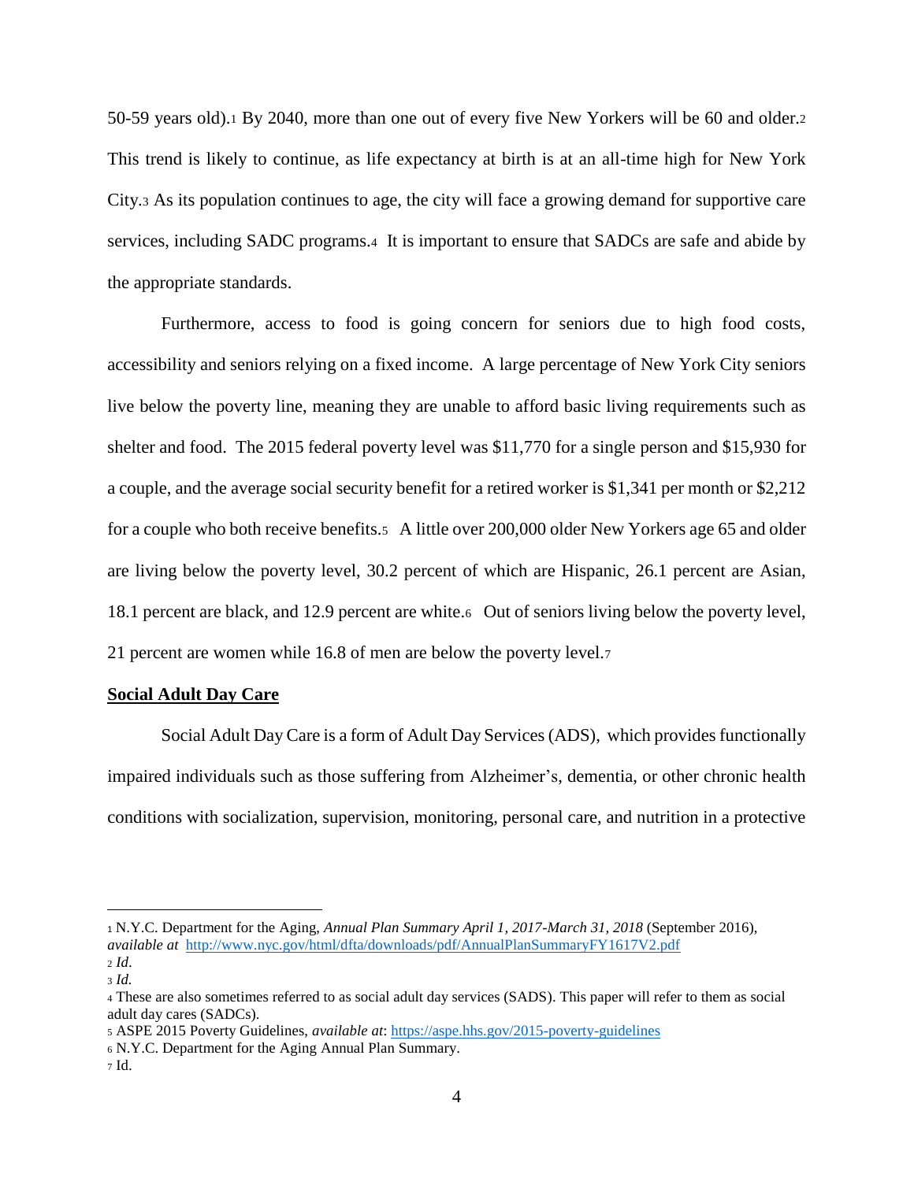50-59 years old).[1] By 2040, more than one out of every five New Yorkers will be 60 and older.[2] This trend is likely to continue, as life expectancy at birth is at an all-time high for New York City.[3] As its population continues to age, the city will face a growing demand for supportive care services, including SADC programs.[4] It is important to ensure that SADCs are safe and abide by the appropriate standards.

Furthermore, access to food is going concern for seniors due to high food costs, accessibility and seniors relying on a fixed income. A large percentage of New York City seniors live below the poverty line, meaning they are unable to afford basic living requirements such as shelter and food. The 2015 federal poverty level was $11,770 for a single person and $15,930 for a couple, and the average social security benefit for a retired worker is $1,341 per month or $2,212 for a couple who both receive benefits.[5] A little over 200,000 older New Yorkers age 65 and older are living below the poverty level, 30.2 percent of which are Hispanic, 26.1 percent are Asian, 18.1 percent are black, and 12.9 percent are white.[6] Out of seniors living below the poverty level, 21 percent are women while 16.8 of men are below the poverty level.[7]

**Social Adult Day Care**

Social Adult Day Care is a form of Adult Day Services (ADS), which provides functionally impaired individuals such as those suffering from Alzheimer's, dementia, or other chronic health conditions with socialization, supervision, monitoring, personal care, and nutrition in a protective

---

[1] N.Y.C. Department for the Aging, *Annual Plan Summary April 1, 2017-March 31, 2018* (September 2016), *available at* http://www.nyc.gov/html/dfta/downloads/pdf/AnnualPlanSummaryFY1617V2.pdf

[2] *Id*.

[3] *Id.*

[4] These are also sometimes referred to as social adult day services (SADS). This paper will refer to them as social adult day cares (SADCs).

[5] ASPE 2015 Poverty Guidelines, *available at*: https://aspe.hhs.gov/2015-poverty-guidelines

[6] N.Y.C. Department for the Aging Annual Plan Summary.

[7] Id.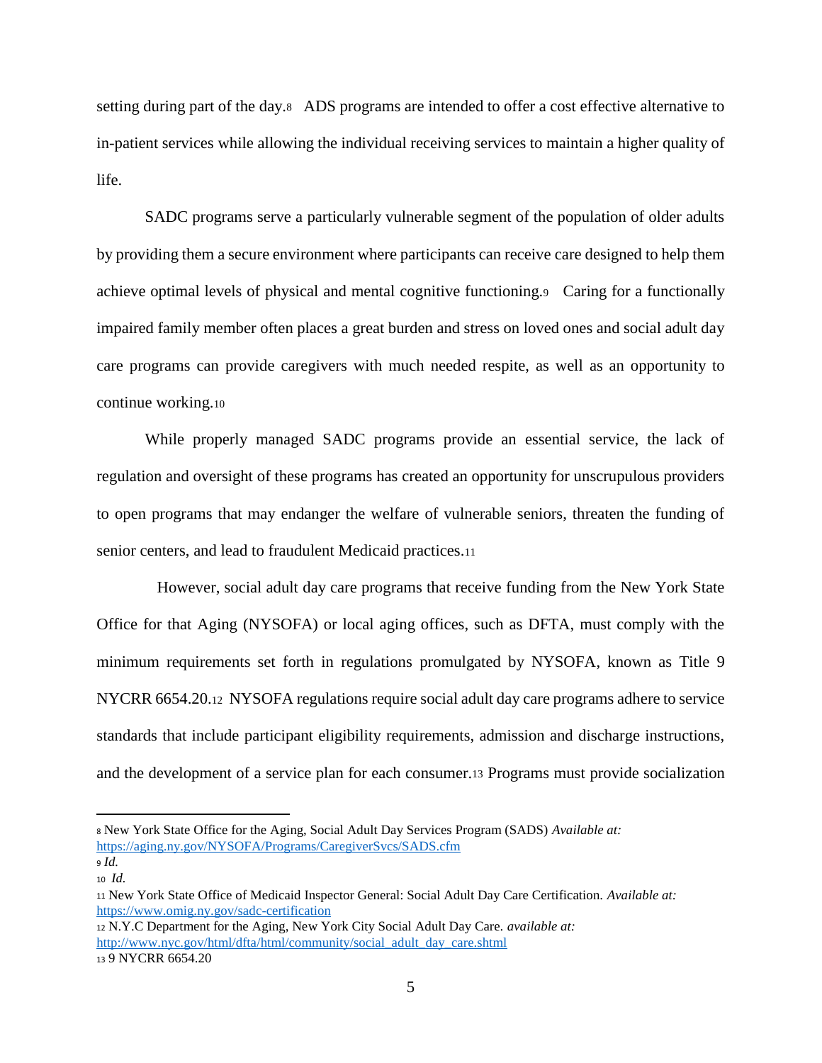setting during part of the day.[8] ADS programs are intended to offer a cost effective alternative to in-patient services while allowing the individual receiving services to maintain a higher quality of life.

SADC programs serve a particularly vulnerable segment of the population of older adults by providing them a secure environment where participants can receive care designed to help them achieve optimal levels of physical and mental cognitive functioning.[9] Caring for a functionally impaired family member often places a great burden and stress on loved ones and social adult day care programs can provide caregivers with much needed respite, as well as an opportunity to continue working.[10]

While properly managed SADC programs provide an essential service, the lack of regulation and oversight of these programs has created an opportunity for unscrupulous providers to open programs that may endanger the welfare of vulnerable seniors, threaten the funding of senior centers, and lead to fraudulent Medicaid practices.[11]

However, social adult day care programs that receive funding from the New York State Office for that Aging (NYSOFA) or local aging offices, such as DFTA, must comply with the minimum requirements set forth in regulations promulgated by NYSOFA, known as Title 9 NYCRR 6654.20.[12] NYSOFA regulations require social adult day care programs adhere to service standards that include participant eligibility requirements, admission and discharge instructions, and the development of a service plan for each consumer.[13] Programs must provide socialization

---

[8] New York State Office for the Aging, Social Adult Day Services Program (SADS) *Available at:* https://aging.ny.gov/NYSOFA/Programs/CaregiverSvcs/SADS.cfm

[9] *Id.*

[10] *Id.*

[11] New York State Office of Medicaid Inspector General: Social Adult Day Care Certification. *Available at:* https://www.omig.ny.gov/sadc-certification

[12] N.Y.C Department for the Aging, New York City Social Adult Day Care. *available at:* http://www.nyc.gov/html/dfta/html/community/social_adult_day_care.shtml

[13] 9 NYCRR 6654.20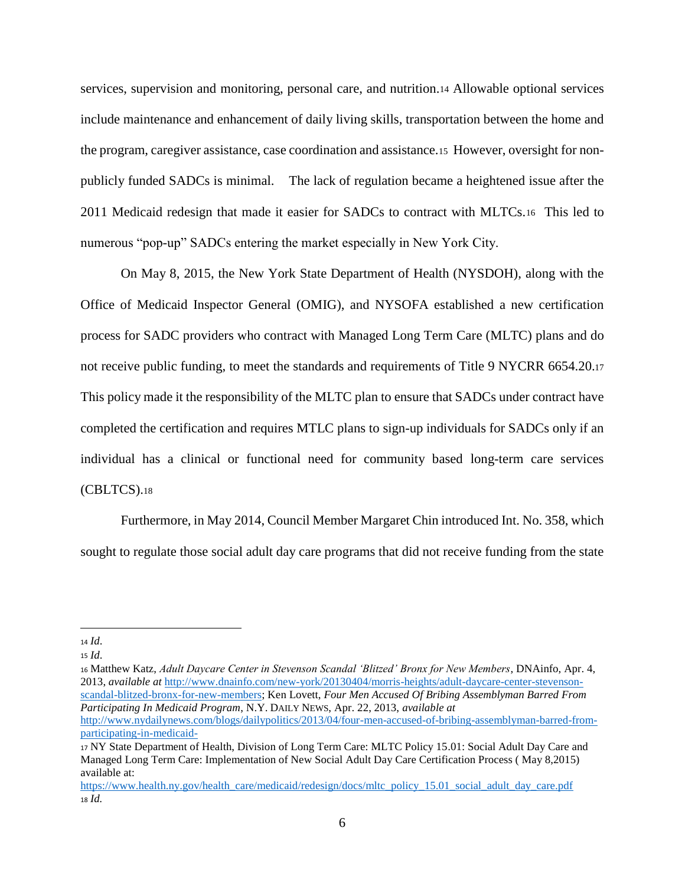services, supervision and monitoring, personal care, and nutrition.[14] Allowable optional services include maintenance and enhancement of daily living skills, transportation between the home and the program, caregiver assistance, case coordination and assistance.[15] However, oversight for non-publicly funded SADCs is minimal. The lack of regulation became a heightened issue after the 2011 Medicaid redesign that made it easier for SADCs to contract with MLTCs.[16] This led to numerous "pop-up" SADCs entering the market especially in New York City.

On May 8, 2015, the New York State Department of Health (NYSDOH), along with the Office of Medicaid Inspector General (OMIG), and NYSOFA established a new certification process for SADC providers who contract with Managed Long Term Care (MLTC) plans and do not receive public funding, to meet the standards and requirements of Title 9 NYCRR 6654.20.[17] This policy made it the responsibility of the MLTC plan to ensure that SADCs under contract have completed the certification and requires MTLC plans to sign-up individuals for SADCs only if an individual has a clinical or functional need for community based long-term care services (CBLTCS).[18]

Furthermore, in May 2014, Council Member Margaret Chin introduced Int. No. 358, which sought to regulate those social adult day care programs that did not receive funding from the state

---

[14] *Id.*

[15] *Id.*

[16] Matthew Katz, *Adult Daycare Center in Stevenson Scandal 'Blitzed' Bronx for New Members*, DNAinfo, Apr. 4, 2013, *available at* http://www.dnainfo.com/new-york/20130404/morris-heights/adult-daycare-center-stevenson-scandal-blitzed-bronx-for-new-members; Ken Lovett, *Four Men Accused Of Bribing Assemblyman Barred From Participating In Medicaid Program*, N.Y. DAILY NEWS, Apr. 22, 2013, *available at* http://www.nydailynews.com/blogs/dailypolitics/2013/04/four-men-accused-of-bribing-assemblyman-barred-from-participating-in-medicaid-

[17] NY State Department of Health, Division of Long Term Care: MLTC Policy 15.01: Social Adult Day Care and Managed Long Term Care: Implementation of New Social Adult Day Care Certification Process ( May 8,2015) available at: https://www.health.ny.gov/health_care/medicaid/redesign/docs/mltc_policy_15.01_social_adult_day_care.pdf

[18] *Id.*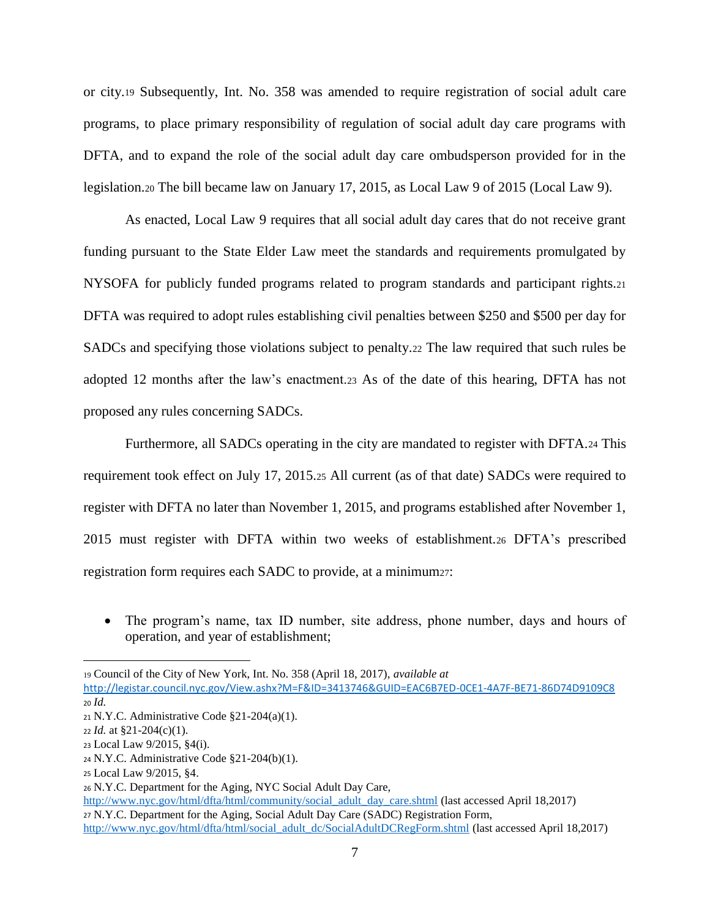or city.[19] Subsequently, Int. No. 358 was amended to require registration of social adult care programs, to place primary responsibility of regulation of social adult day care programs with DFTA, and to expand the role of the social adult day care ombudsperson provided for in the legislation.[20] The bill became law on January 17, 2015, as Local Law 9 of 2015 (Local Law 9).

As enacted, Local Law 9 requires that all social adult day cares that do not receive grant funding pursuant to the State Elder Law meet the standards and requirements promulgated by NYSOFA for publicly funded programs related to program standards and participant rights.[21] DFTA was required to adopt rules establishing civil penalties between $250 and $500 per day for SADCs and specifying those violations subject to penalty.[22] The law required that such rules be adopted 12 months after the law's enactment.[23] As of the date of this hearing, DFTA has not proposed any rules concerning SADCs.

Furthermore, all SADCs operating in the city are mandated to register with DFTA.[24] This requirement took effect on July 17, 2015.[25] All current (as of that date) SADCs were required to register with DFTA no later than November 1, 2015, and programs established after November 1, 2015 must register with DFTA within two weeks of establishment.[26] DFTA's prescribed registration form requires each SADC to provide, at a minimum[27]:

- The program's name, tax ID number, site address, phone number, days and hours of operation, and year of establishment;

---

[19] Council of the City of New York, Int. No. 358 (April 18, 2017), *available at* http://legistar.council.nyc.gov/View.ashx?M=F&ID=3413746&GUID=EAC6B7ED-0CE1-4A7F-BE71-86D74D9109C8

[20] *Id.*

[21] N.Y.C. Administrative Code §21-204(a)(1).

[22] *Id.* at §21-204(c)(1).

[23] Local Law 9/2015, §4(i).

[24] N.Y.C. Administrative Code §21-204(b)(1).

[25] Local Law 9/2015, §4.

[26] N.Y.C. Department for the Aging, NYC Social Adult Day Care, http://www.nyc.gov/html/dfta/html/community/social_adult_day_care.shtml (last accessed April 18,2017)

[27] N.Y.C. Department for the Aging, Social Adult Day Care (SADC) Registration Form, http://www.nyc.gov/html/dfta/html/social_adult_dc/SocialAdultDCRegForm.shtml (last accessed April 18,2017)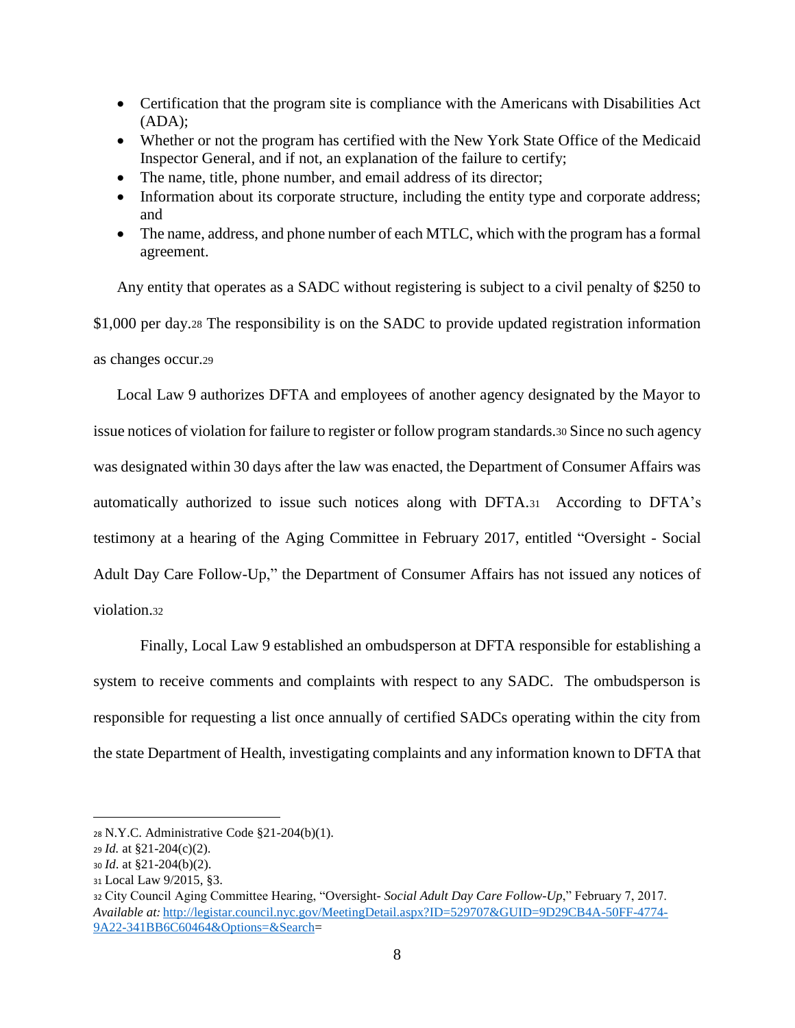- Certification that the program site is compliance with the Americans with Disabilities Act (ADA);
- Whether or not the program has certified with the New York State Office of the Medicaid Inspector General, and if not, an explanation of the failure to certify;
- The name, title, phone number, and email address of its director;
- Information about its corporate structure, including the entity type and corporate address; and
- The name, address, and phone number of each MTLC, which with the program has a formal agreement.

Any entity that operates as a SADC without registering is subject to a civil penalty of $250 to $1,000 per day.[28] The responsibility is on the SADC to provide updated registration information as changes occur.[29]

Local Law 9 authorizes DFTA and employees of another agency designated by the Mayor to issue notices of violation for failure to register or follow program standards.[30] Since no such agency was designated within 30 days after the law was enacted, the Department of Consumer Affairs was automatically authorized to issue such notices along with DFTA.[31] According to DFTA's testimony at a hearing of the Aging Committee in February 2017, entitled "Oversight - Social Adult Day Care Follow-Up," the Department of Consumer Affairs has not issued any notices of violation.[32]

Finally, Local Law 9 established an ombudsperson at DFTA responsible for establishing a system to receive comments and complaints with respect to any SADC. The ombudsperson is responsible for requesting a list once annually of certified SADCs operating within the city from the state Department of Health, investigating complaints and any information known to DFTA that

---

[28] N.Y.C. Administrative Code §21-204(b)(1).

[29] *Id.* at §21-204(c)(2).

[30] *Id.* at §21-204(b)(2).

[31] Local Law 9/2015, §3.

[32] City Council Aging Committee Hearing, "Oversight- *Social Adult Day Care Follow-Up*," February 7, 2017. *Available at:* http://legistar.council.nyc.gov/MeetingDetail.aspx?ID=529707&GUID=9D29CB4A-50FF-4774-9A22-341BB6C60464&Options=&Search=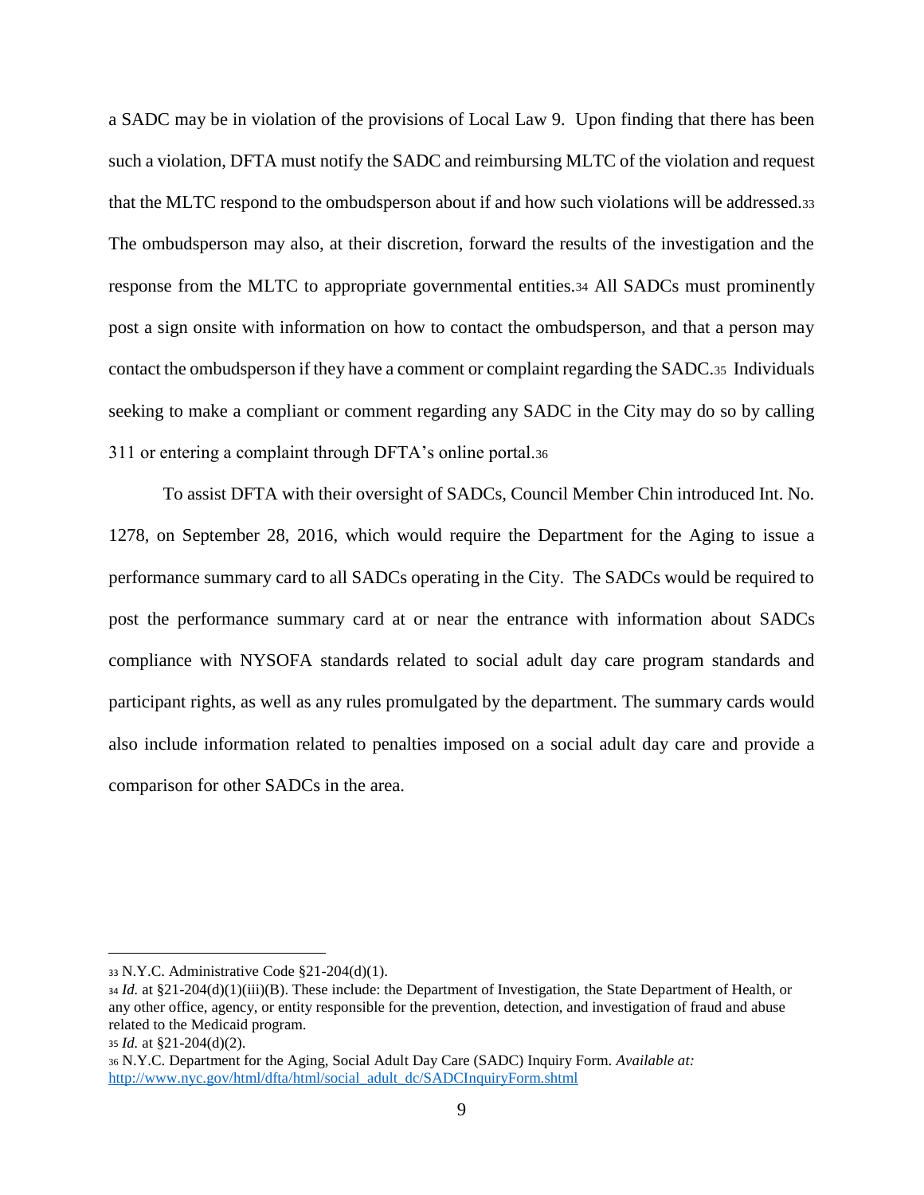a SADC may be in violation of the provisions of Local Law 9. Upon finding that there has been such a violation, DFTA must notify the SADC and reimbursing MLTC of the violation and request that the MLTC respond to the ombudsperson about if and how such violations will be addressed.[33] The ombudsperson may also, at their discretion, forward the results of the investigation and the response from the MLTC to appropriate governmental entities.[34] All SADCs must prominently post a sign onsite with information on how to contact the ombudsperson, and that a person may contact the ombudsperson if they have a comment or complaint regarding the SADC.[35] Individuals seeking to make a compliant or comment regarding any SADC in the City may do so by calling 311 or entering a complaint through DFTA's online portal.[36]

To assist DFTA with their oversight of SADCs, Council Member Chin introduced Int. No. 1278, on September 28, 2016, which would require the Department for the Aging to issue a performance summary card to all SADCs operating in the City. The SADCs would be required to post the performance summary card at or near the entrance with information about SADCs compliance with NYSOFA standards related to social adult day care program standards and participant rights, as well as any rules promulgated by the department. The summary cards would also include information related to penalties imposed on a social adult day care and provide a comparison for other SADCs in the area.

---

[33] N.Y.C. Administrative Code §21-204(d)(1).

[34] *Id.* at §21-204(d)(1)(iii)(B). These include: the Department of Investigation, the State Department of Health, or any other office, agency, or entity responsible for the prevention, detection, and investigation of fraud and abuse related to the Medicaid program.

[35] *Id.* at §21-204(d)(2).

[36] N.Y.C. Department for the Aging, Social Adult Day Care (SADC) Inquiry Form. *Available at:* http://www.nyc.gov/html/dfta/html/social_adult_dc/SADCInquiryForm.shtml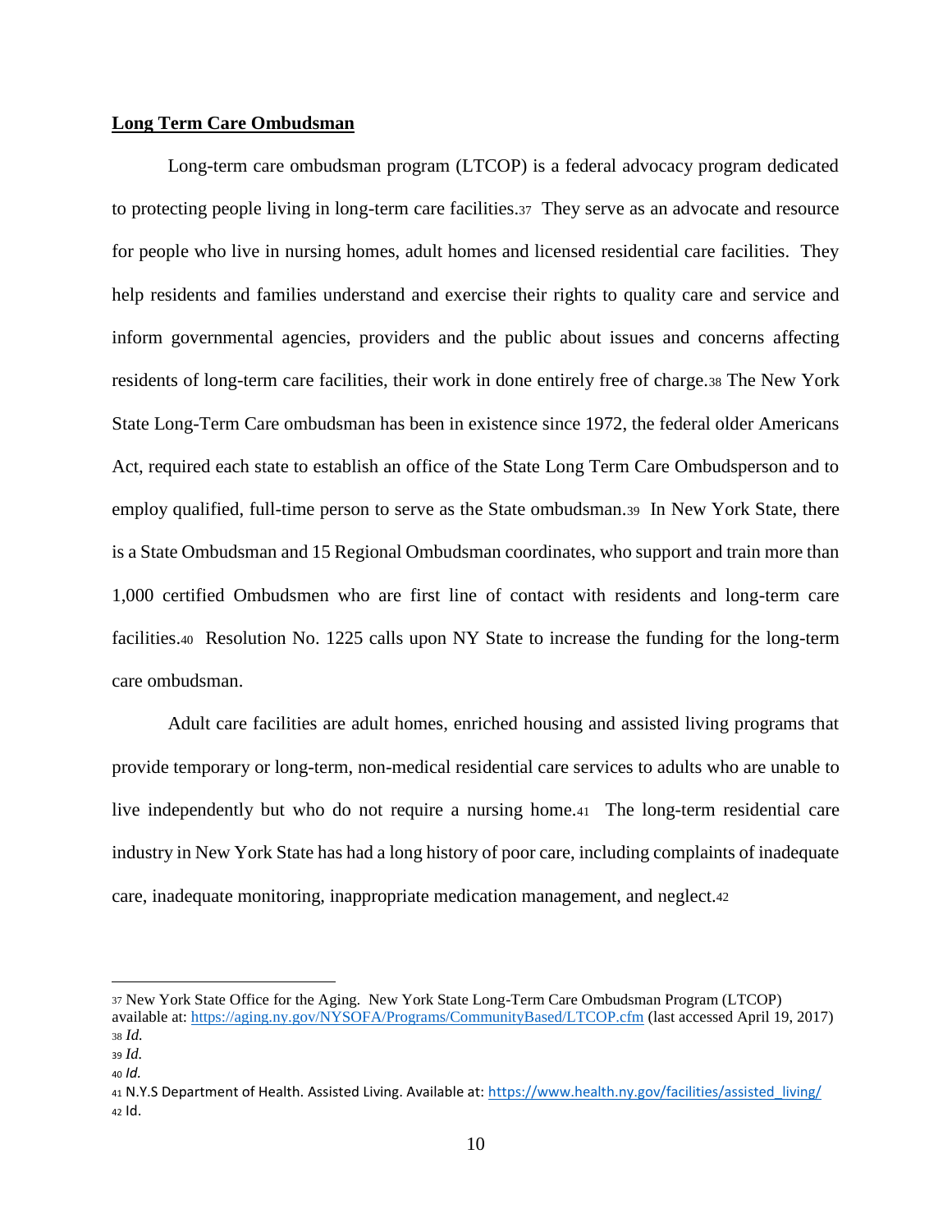## Long Term Care Ombudsman

Long-term care ombudsman program (LTCOP) is a federal advocacy program dedicated to protecting people living in long-term care facilities.[37] They serve as an advocate and resource for people who live in nursing homes, adult homes and licensed residential care facilities. They help residents and families understand and exercise their rights to quality care and service and inform governmental agencies, providers and the public about issues and concerns affecting residents of long-term care facilities, their work in done entirely free of charge.[38] The New York State Long-Term Care ombudsman has been in existence since 1972, the federal older Americans Act, required each state to establish an office of the State Long Term Care Ombudsperson and to employ qualified, full-time person to serve as the State ombudsman.[39] In New York State, there is a State Ombudsman and 15 Regional Ombudsman coordinates, who support and train more than 1,000 certified Ombudsmen who are first line of contact with residents and long-term care facilities.[40] Resolution No. 1225 calls upon NY State to increase the funding for the long-term care ombudsman.

Adult care facilities are adult homes, enriched housing and assisted living programs that provide temporary or long-term, non-medical residential care services to adults who are unable to live independently but who do not require a nursing home.[41] The long-term residential care industry in New York State has had a long history of poor care, including complaints of inadequate care, inadequate monitoring, inappropriate medication management, and neglect.[42]

---

[37] New York State Office for the Aging. New York State Long-Term Care Ombudsman Program (LTCOP) available at: https://aging.ny.gov/NYSOFA/Programs/CommunityBased/LTCOP.cfm (last accessed April 19, 2017)

[38] *Id.*

[39] *Id.*

[40] *Id.*

[41] N.Y.S Department of Health. Assisted Living. Available at: https://www.health.ny.gov/facilities/assisted_living/

[42] Id.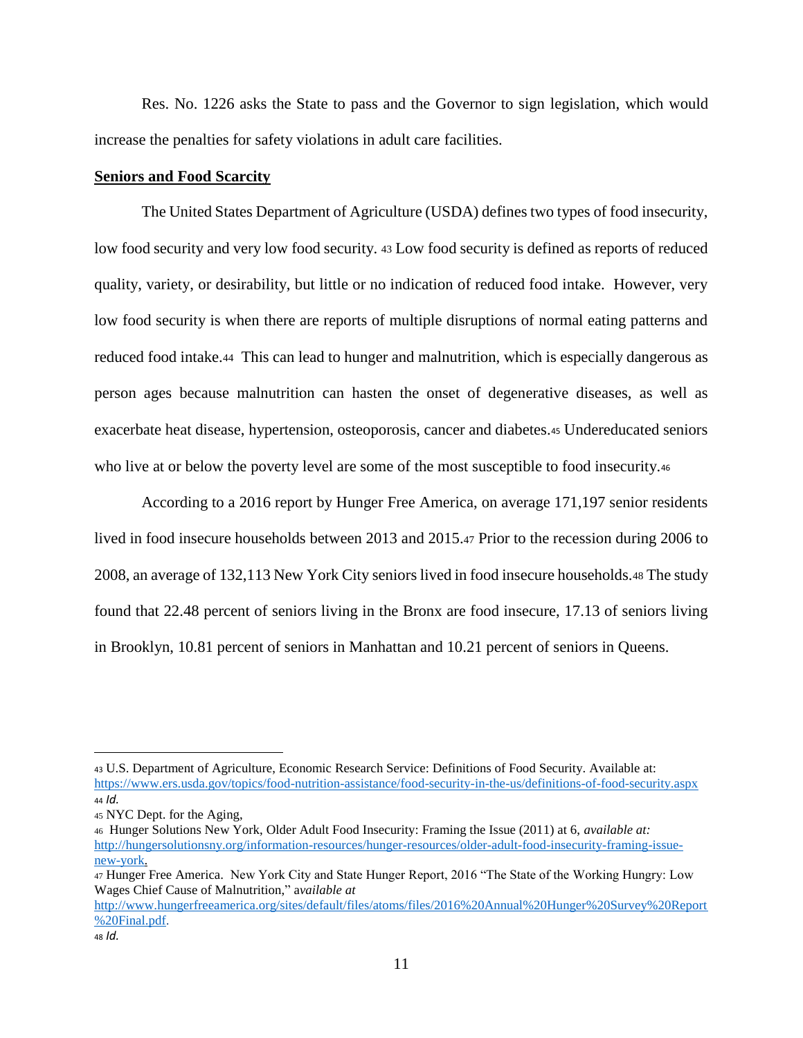Res. No. 1226 asks the State to pass and the Governor to sign legislation, which would increase the penalties for safety violations in adult care facilities.

**Seniors and Food Scarcity**

The United States Department of Agriculture (USDA) defines two types of food insecurity, low food security and very low food security. [43] Low food security is defined as reports of reduced quality, variety, or desirability, but little or no indication of reduced food intake. However, very low food security is when there are reports of multiple disruptions of normal eating patterns and reduced food intake.[44] This can lead to hunger and malnutrition, which is especially dangerous as person ages because malnutrition can hasten the onset of degenerative diseases, as well as exacerbate heat disease, hypertension, osteoporosis, cancer and diabetes.[45] Undereducated seniors who live at or below the poverty level are some of the most susceptible to food insecurity.[46]

According to a 2016 report by Hunger Free America, on average 171,197 senior residents lived in food insecure households between 2013 and 2015.[47] Prior to the recession during 2006 to 2008, an average of 132,113 New York City seniors lived in food insecure households.[48] The study found that 22.48 percent of seniors living in the Bronx are food insecure, 17.13 of seniors living in Brooklyn, 10.81 percent of seniors in Manhattan and 10.21 percent of seniors in Queens.

---

[43] U.S. Department of Agriculture, Economic Research Service: Definitions of Food Security. Available at: https://www.ers.usda.gov/topics/food-nutrition-assistance/food-security-in-the-us/definitions-of-food-security.aspx

[44] *Id.*

[45] NYC Dept. for the Aging,

[46] Hunger Solutions New York, Older Adult Food Insecurity: Framing the Issue (2011) at 6, *available at:* http://hungersolutionsny.org/information-resources/hunger-resources/older-adult-food-insecurity-framing-issue-new-york.

[47] Hunger Free America. New York City and State Hunger Report, 2016 "The State of the Working Hungry: Low Wages Chief Cause of Malnutrition," *available at* http://www.hungerfreeamerica.org/sites/default/files/atoms/files/2016%20Annual%20Hunger%20Survey%20Report%20Final.pdf.

[48] *Id.*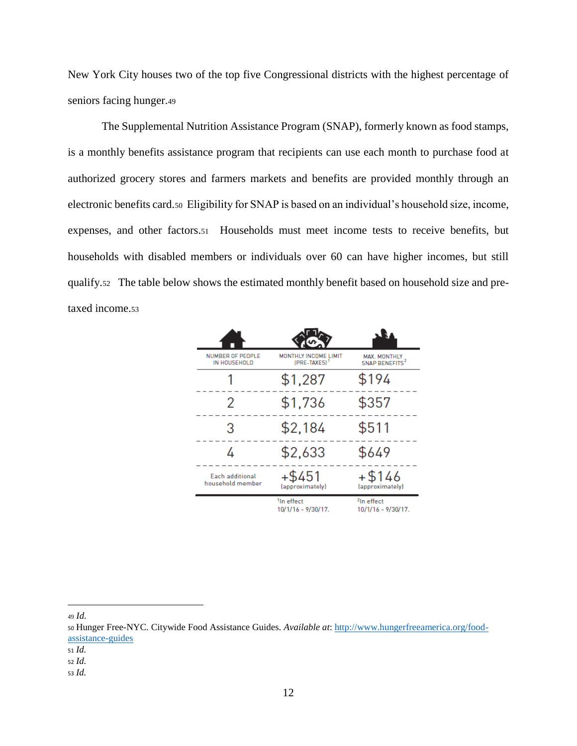New York City houses two of the top five Congressional districts with the highest percentage of seniors facing hunger.[49]

The Supplemental Nutrition Assistance Program (SNAP), formerly known as food stamps, is a monthly benefits assistance program that recipients can use each month to purchase food at authorized grocery stores and farmers markets and benefits are provided monthly through an electronic benefits card.[50] Eligibility for SNAP is based on an individual's household size, income, expenses, and other factors.[51] Households must meet income tests to receive benefits, but households with disabled members or individuals over 60 can have higher incomes, but still qualify.[52] The table below shows the estimated monthly benefit based on household size and pre-taxed income.[53]

| NUMBER OF PEOPLE IN HOUSEHOLD | MONTHLY INCOME LIMIT (PRE-TAXES)[1] | MAX. MONTHLY SNAP BENEFITS[2] |
|---|---|---|
| 1 | $1,287 | $194 |
| 2 | $1,736 | $357 |
| 3 | $2,184 | $511 |
| 4 | $2,633 | $649 |
| Each additional household member | +$451 (approximately) | +$146 (approximately) |

[1]In effect 10/1/16 - 9/30/17.

[2]In effect 10/1/16 - 9/30/17.

---

49 *Id.*

50 Hunger Free-NYC. Citywide Food Assistance Guides. *Available at*: http://www.hungerfreeamerica.org/food-assistance-guides

51 *Id.*

52 *Id.*

53 *Id.*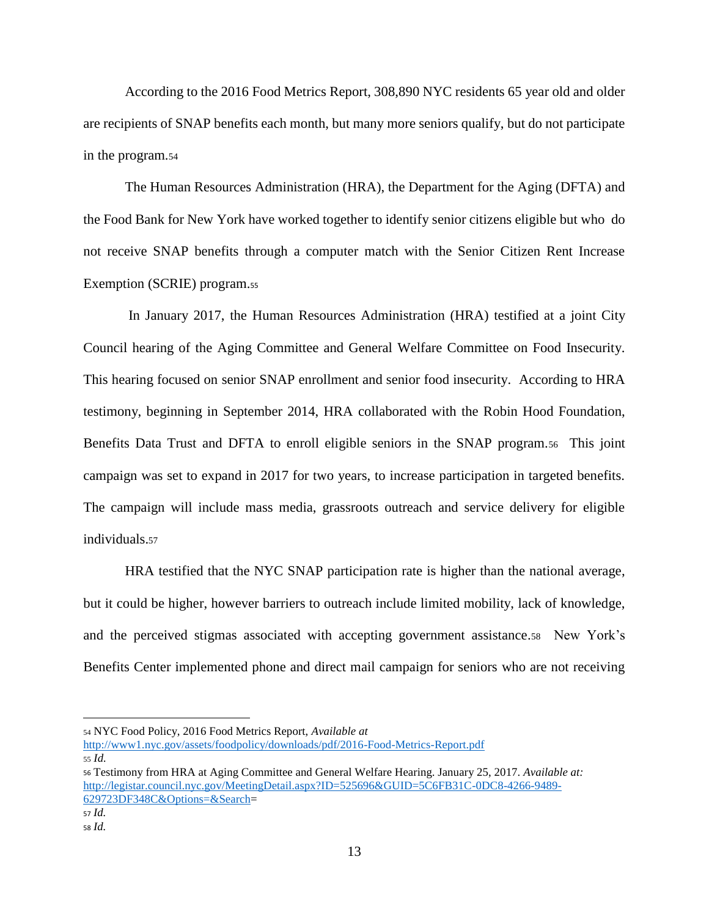According to the 2016 Food Metrics Report, 308,890 NYC residents 65 year old and older are recipients of SNAP benefits each month, but many more seniors qualify, but do not participate in the program.[54]

The Human Resources Administration (HRA), the Department for the Aging (DFTA) and the Food Bank for New York have worked together to identify senior citizens eligible but who do not receive SNAP benefits through a computer match with the Senior Citizen Rent Increase Exemption (SCRIE) program.[55]

In January 2017, the Human Resources Administration (HRA) testified at a joint City Council hearing of the Aging Committee and General Welfare Committee on Food Insecurity. This hearing focused on senior SNAP enrollment and senior food insecurity. According to HRA testimony, beginning in September 2014, HRA collaborated with the Robin Hood Foundation, Benefits Data Trust and DFTA to enroll eligible seniors in the SNAP program.[56] This joint campaign was set to expand in 2017 for two years, to increase participation in targeted benefits. The campaign will include mass media, grassroots outreach and service delivery for eligible individuals.[57]

HRA testified that the NYC SNAP participation rate is higher than the national average, but it could be higher, however barriers to outreach include limited mobility, lack of knowledge, and the perceived stigmas associated with accepting government assistance.[58] New York's Benefits Center implemented phone and direct mail campaign for seniors who are not receiving

---

[54] NYC Food Policy, 2016 Food Metrics Report, *Available at* http://www1.nyc.gov/assets/foodpolicy/downloads/pdf/2016-Food-Metrics-Report.pdf

[55] *Id.*

[56] Testimony from HRA at Aging Committee and General Welfare Hearing. January 25, 2017. *Available at:* http://legistar.council.nyc.gov/MeetingDetail.aspx?ID=525696&GUID=5C6FB31C-0DC8-4266-9489-629723DF348C&Options=&Search=

[57] *Id.*

[58] *Id.*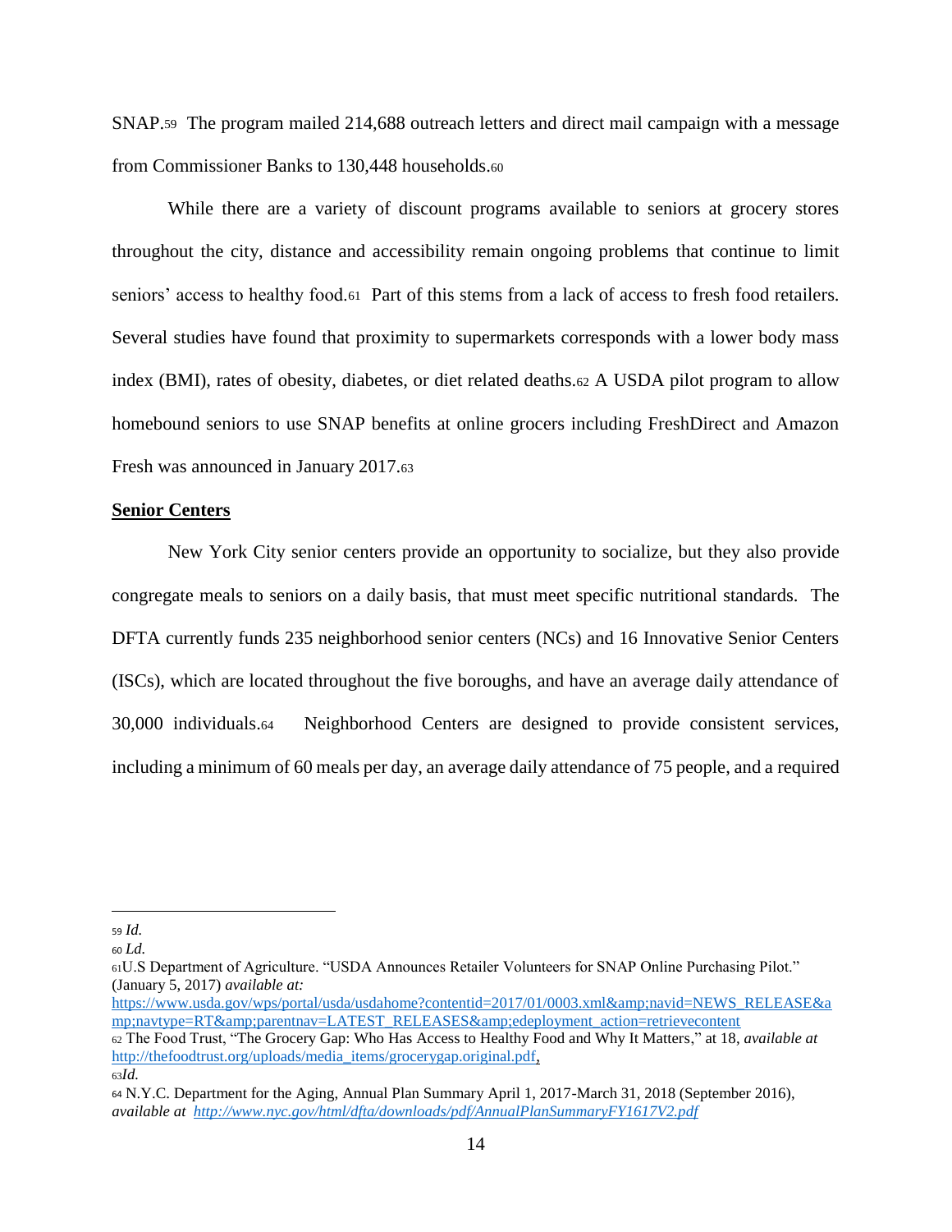SNAP.[59] The program mailed 214,688 outreach letters and direct mail campaign with a message from Commissioner Banks to 130,448 households.[60]

While there are a variety of discount programs available to seniors at grocery stores throughout the city, distance and accessibility remain ongoing problems that continue to limit seniors' access to healthy food.[61] Part of this stems from a lack of access to fresh food retailers. Several studies have found that proximity to supermarkets corresponds with a lower body mass index (BMI), rates of obesity, diabetes, or diet related deaths.[62] A USDA pilot program to allow homebound seniors to use SNAP benefits at online grocers including FreshDirect and Amazon Fresh was announced in January 2017.[63]

**Senior Centers**

New York City senior centers provide an opportunity to socialize, but they also provide congregate meals to seniors on a daily basis, that must meet specific nutritional standards. The DFTA currently funds 235 neighborhood senior centers (NCs) and 16 Innovative Senior Centers (ISCs), which are located throughout the five boroughs, and have an average daily attendance of 30,000 individuals.[64] Neighborhood Centers are designed to provide consistent services, including a minimum of 60 meals per day, an average daily attendance of 75 people, and a required

---

[59] *Id.*

[60] *Ld.*

[61] U.S Department of Agriculture. "USDA Announces Retailer Volunteers for SNAP Online Purchasing Pilot." (January 5, 2017) *available at:* https://www.usda.gov/wps/portal/usda/usdahome?contentid=2017/01/0003.xml&amp;navid=NEWS_RELEASE&amp;navtype=RT&amp;parentnav=LATEST_RELEASES&amp;edeployment_action=retrievecontent

[62] The Food Trust, "The Grocery Gap: Who Has Access to Healthy Food and Why It Matters," at 18, *available at* http://thefoodtrust.org/uploads/media_items/grocerygap.original.pdf,

[63] *Id.*

[64] N.Y.C. Department for the Aging, Annual Plan Summary April 1, 2017-March 31, 2018 (September 2016), *available at* *http://www.nyc.gov/html/dfta/downloads/pdf/AnnualPlanSummaryFY1617V2.pdf*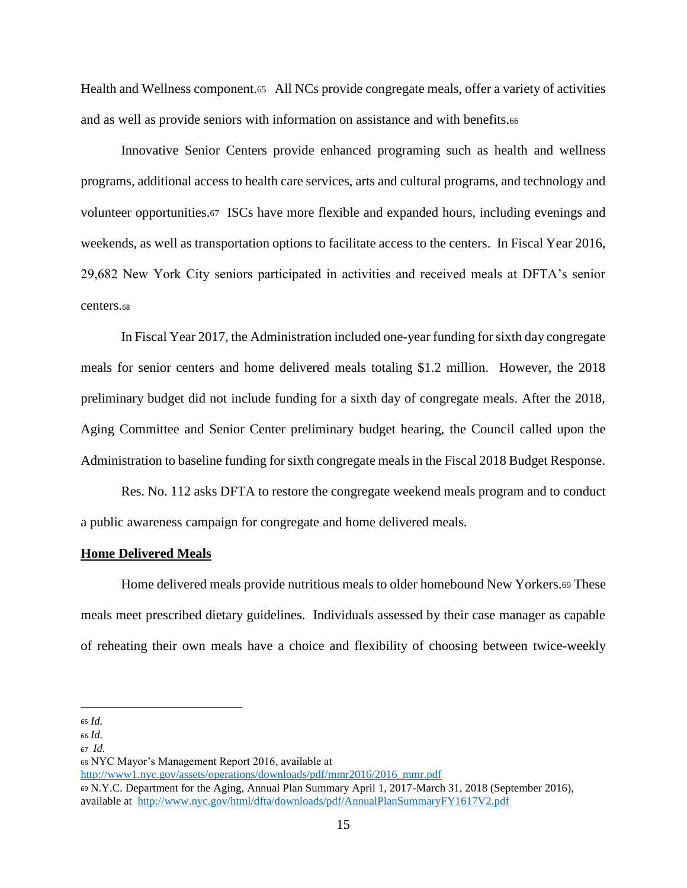Health and Wellness component.[65] All NCs provide congregate meals, offer a variety of activities and as well as provide seniors with information on assistance and with benefits.[66]

Innovative Senior Centers provide enhanced programing such as health and wellness programs, additional access to health care services, arts and cultural programs, and technology and volunteer opportunities.[67] ISCs have more flexible and expanded hours, including evenings and weekends, as well as transportation options to facilitate access to the centers. In Fiscal Year 2016, 29,682 New York City seniors participated in activities and received meals at DFTA's senior centers.[68]

In Fiscal Year 2017, the Administration included one-year funding for sixth day congregate meals for senior centers and home delivered meals totaling $1.2 million. However, the 2018 preliminary budget did not include funding for a sixth day of congregate meals. After the 2018, Aging Committee and Senior Center preliminary budget hearing, the Council called upon the Administration to baseline funding for sixth congregate meals in the Fiscal 2018 Budget Response.

Res. No. 112 asks DFTA to restore the congregate weekend meals program and to conduct a public awareness campaign for congregate and home delivered meals.

**Home Delivered Meals**

Home delivered meals provide nutritious meals to older homebound New Yorkers.[69] These meals meet prescribed dietary guidelines. Individuals assessed by their case manager as capable of reheating their own meals have a choice and flexibility of choosing between twice-weekly

---

[65] *Id.*

[66] *Id.*

[67] *Id.*

[68] NYC Mayor's Management Report 2016, available at http://www1.nyc.gov/assets/operations/downloads/pdf/mmr2016/2016_mmr.pdf

[69] N.Y.C. Department for the Aging, Annual Plan Summary April 1, 2017-March 31, 2018 (September 2016), available at http://www.nyc.gov/html/dfta/downloads/pdf/AnnualPlanSummaryFY1617V2.pdf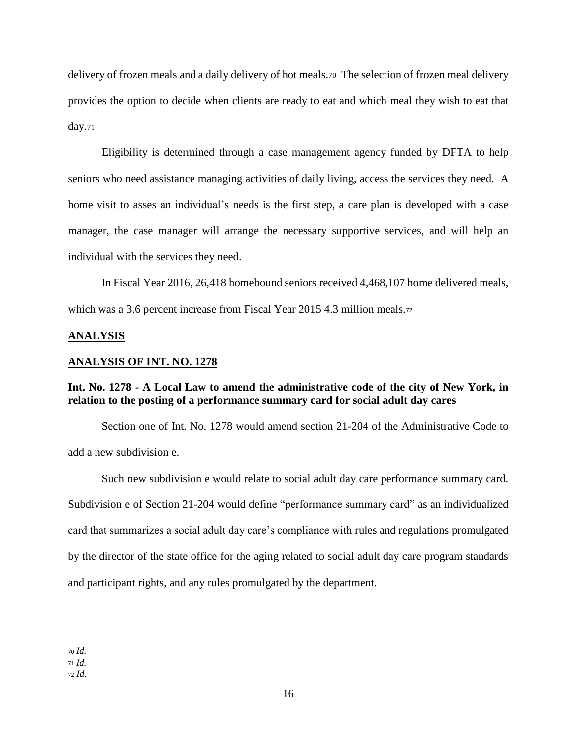delivery of frozen meals and a daily delivery of hot meals.[70] The selection of frozen meal delivery provides the option to decide when clients are ready to eat and which meal they wish to eat that day.[71]

Eligibility is determined through a case management agency funded by DFTA to help seniors who need assistance managing activities of daily living, access the services they need. A home visit to asses an individual's needs is the first step, a care plan is developed with a case manager, the case manager will arrange the necessary supportive services, and will help an individual with the services they need.

In Fiscal Year 2016, 26,418 homebound seniors received 4,468,107 home delivered meals, which was a 3.6 percent increase from Fiscal Year 2015 4.3 million meals.[72]

**ANALYSIS**

**ANALYSIS OF INT. NO. 1278**

**Int. No. 1278 - A Local Law to amend the administrative code of the city of New York, in relation to the posting of a performance summary card for social adult day cares**

Section one of Int. No. 1278 would amend section 21-204 of the Administrative Code to add a new subdivision e.

Such new subdivision e would relate to social adult day care performance summary card. Subdivision e of Section 21-204 would define "performance summary card" as an individualized card that summarizes a social adult day care's compliance with rules and regulations promulgated by the director of the state office for the aging related to social adult day care program standards and participant rights, and any rules promulgated by the department.

---

[70] *Id.*
[71] *Id.*
[72] *Id.*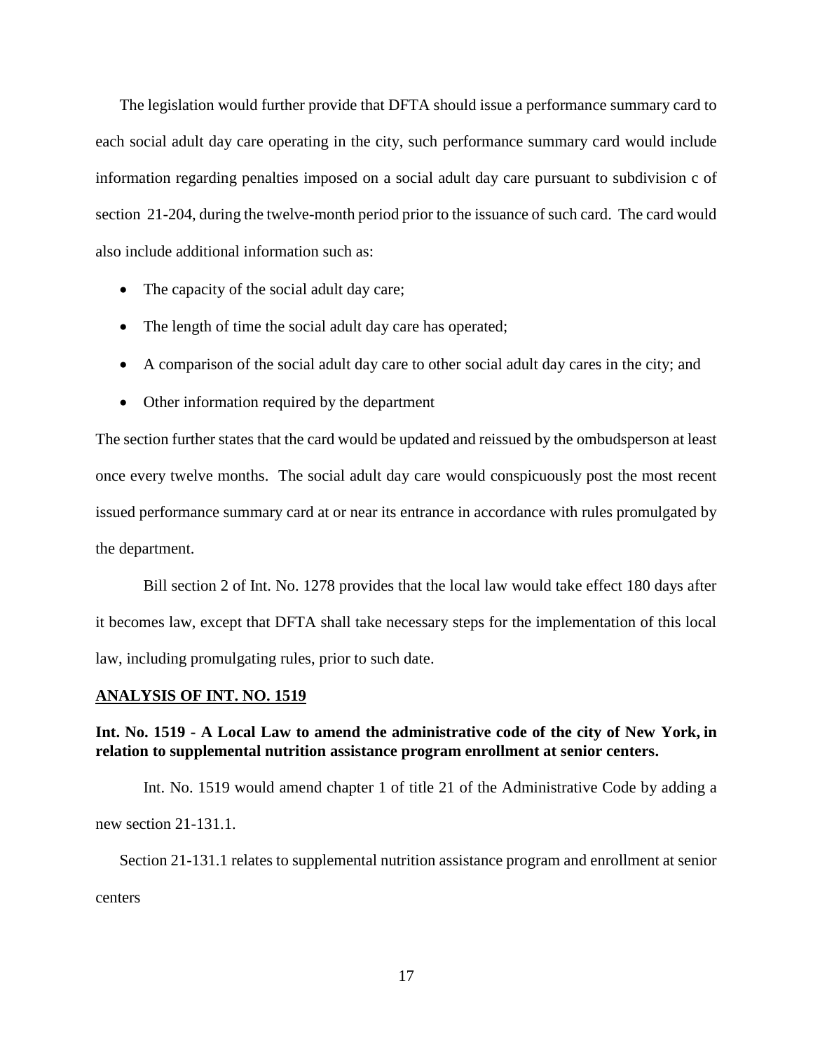The legislation would further provide that DFTA should issue a performance summary card to each social adult day care operating in the city, such performance summary card would include information regarding penalties imposed on a social adult day care pursuant to subdivision c of section 21-204, during the twelve-month period prior to the issuance of such card. The card would also include additional information such as:

- The capacity of the social adult day care;
- The length of time the social adult day care has operated;
- A comparison of the social adult day care to other social adult day cares in the city; and
- Other information required by the department

The section further states that the card would be updated and reissued by the ombudsperson at least once every twelve months. The social adult day care would conspicuously post the most recent issued performance summary card at or near its entrance in accordance with rules promulgated by the department.

Bill section 2 of Int. No. 1278 provides that the local law would take effect 180 days after it becomes law, except that DFTA shall take necessary steps for the implementation of this local law, including promulgating rules, prior to such date.

**ANALYSIS OF INT. NO. 1519**

**Int. No. 1519 - A Local Law to amend the administrative code of the city of New York, in relation to supplemental nutrition assistance program enrollment at senior centers.**

Int. No. 1519 would amend chapter 1 of title 21 of the Administrative Code by adding a new section 21-131.1.

Section 21-131.1 relates to supplemental nutrition assistance program and enrollment at senior centers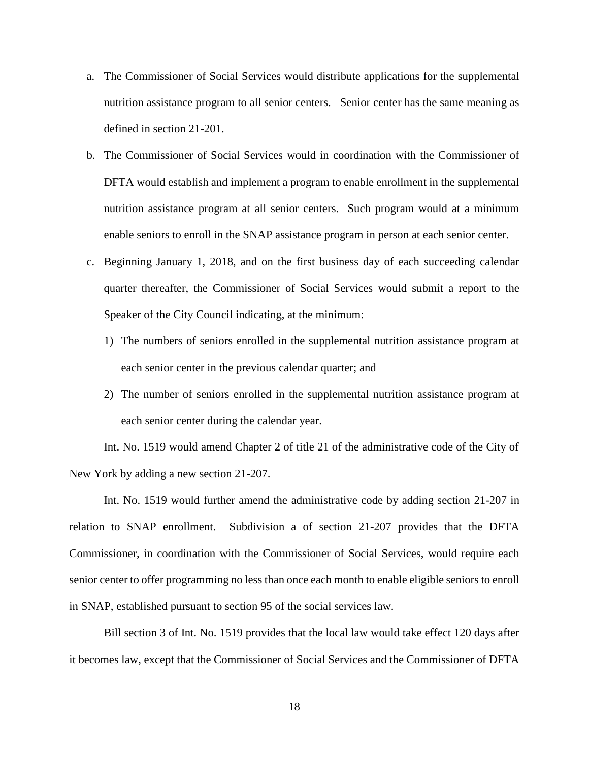a. The Commissioner of Social Services would distribute applications for the supplemental nutrition assistance program to all senior centers.  Senior center has the same meaning as defined in section 21-201.

b. The Commissioner of Social Services would in coordination with the Commissioner of DFTA would establish and implement a program to enable enrollment in the supplemental nutrition assistance program at all senior centers.  Such program would at a minimum enable seniors to enroll in the SNAP assistance program in person at each senior center.

c. Beginning January 1, 2018, and on the first business day of each succeeding calendar quarter thereafter, the Commissioner of Social Services would submit a report to the Speaker of the City Council indicating, at the minimum:

   1) The numbers of seniors enrolled in the supplemental nutrition assistance program at each senior center in the previous calendar quarter; and

   2) The number of seniors enrolled in the supplemental nutrition assistance program at each senior center during the calendar year.

Int. No. 1519 would amend Chapter 2 of title 21 of the administrative code of the City of New York by adding a new section 21-207.

Int. No. 1519 would further amend the administrative code by adding section 21-207 in relation to SNAP enrollment.  Subdivision a of section 21-207 provides that the DFTA Commissioner, in coordination with the Commissioner of Social Services, would require each senior center to offer programming no less than once each month to enable eligible seniors to enroll in SNAP, established pursuant to section 95 of the social services law.

Bill section 3 of Int. No. 1519 provides that the local law would take effect 120 days after it becomes law, except that the Commissioner of Social Services and the Commissioner of DFTA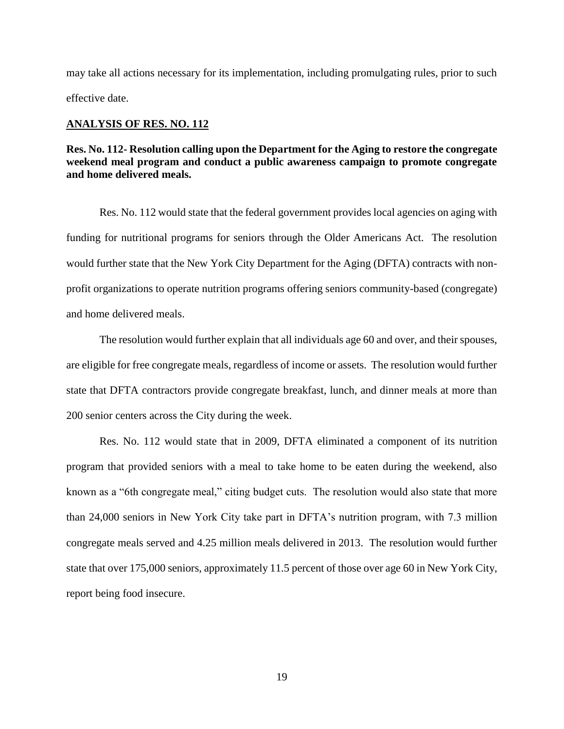may take all actions necessary for its implementation, including promulgating rules, prior to such effective date.

## ANALYSIS OF RES. NO. 112

**Res. No. 112- Resolution calling upon the Department for the Aging to restore the congregate weekend meal program and conduct a public awareness campaign to promote congregate and home delivered meals.**

Res. No. 112 would state that the federal government provides local agencies on aging with funding for nutritional programs for seniors through the Older Americans Act. The resolution would further state that the New York City Department for the Aging (DFTA) contracts with non-profit organizations to operate nutrition programs offering seniors community-based (congregate) and home delivered meals.

The resolution would further explain that all individuals age 60 and over, and their spouses, are eligible for free congregate meals, regardless of income or assets. The resolution would further state that DFTA contractors provide congregate breakfast, lunch, and dinner meals at more than 200 senior centers across the City during the week.

Res. No. 112 would state that in 2009, DFTA eliminated a component of its nutrition program that provided seniors with a meal to take home to be eaten during the weekend, also known as a "6th congregate meal," citing budget cuts. The resolution would also state that more than 24,000 seniors in New York City take part in DFTA's nutrition program, with 7.3 million congregate meals served and 4.25 million meals delivered in 2013. The resolution would further state that over 175,000 seniors, approximately 11.5 percent of those over age 60 in New York City, report being food insecure.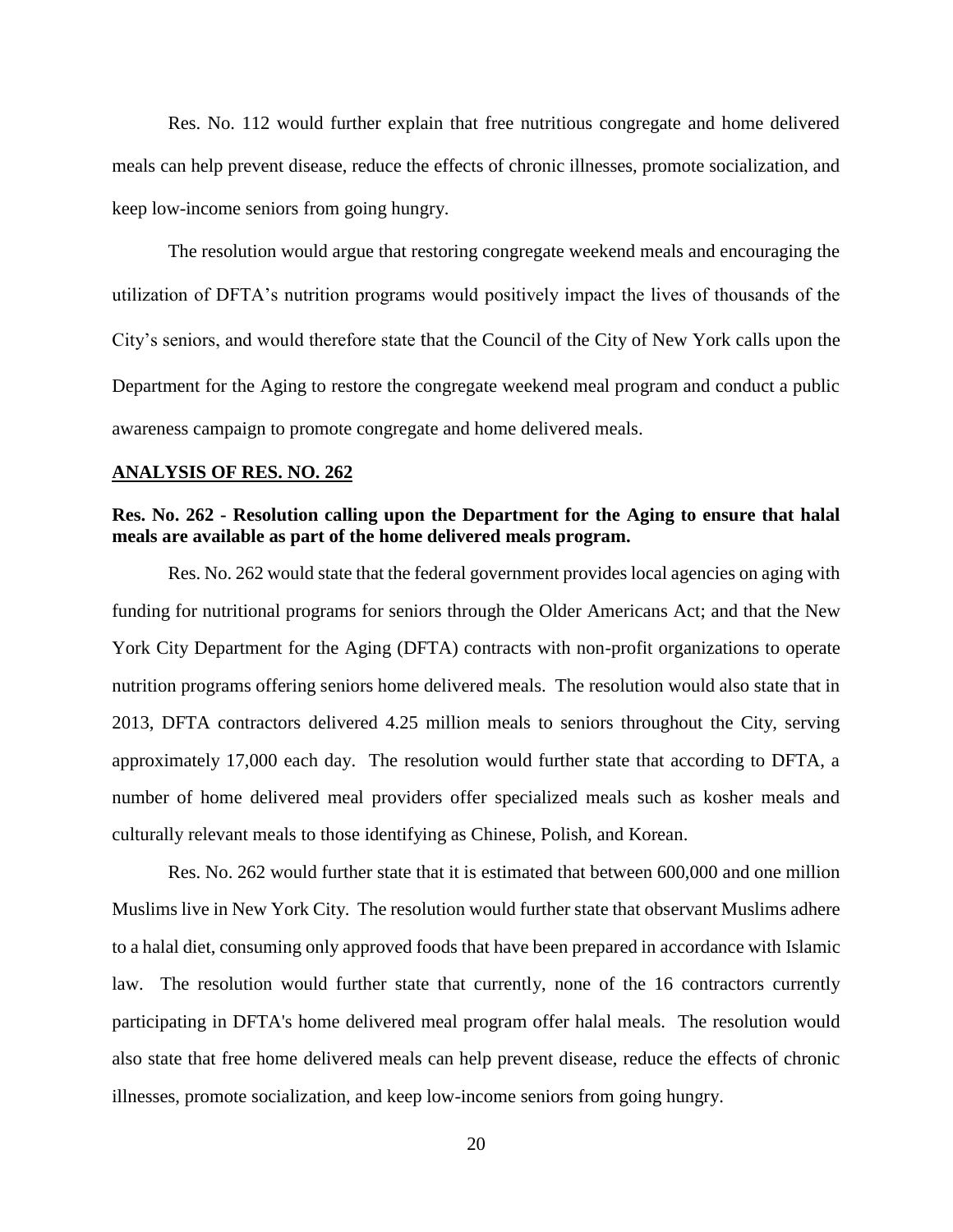Res. No. 112 would further explain that free nutritious congregate and home delivered meals can help prevent disease, reduce the effects of chronic illnesses, promote socialization, and keep low-income seniors from going hungry.

The resolution would argue that restoring congregate weekend meals and encouraging the utilization of DFTA's nutrition programs would positively impact the lives of thousands of the City's seniors, and would therefore state that the Council of the City of New York calls upon the Department for the Aging to restore the congregate weekend meal program and conduct a public awareness campaign to promote congregate and home delivered meals.

## ANALYSIS OF RES. NO. 262

### Res. No. 262 - Resolution calling upon the Department for the Aging to ensure that halal meals are available as part of the home delivered meals program.

Res. No. 262 would state that the federal government provides local agencies on aging with funding for nutritional programs for seniors through the Older Americans Act; and that the New York City Department for the Aging (DFTA) contracts with non-profit organizations to operate nutrition programs offering seniors home delivered meals. The resolution would also state that in 2013, DFTA contractors delivered 4.25 million meals to seniors throughout the City, serving approximately 17,000 each day. The resolution would further state that according to DFTA, a number of home delivered meal providers offer specialized meals such as kosher meals and culturally relevant meals to those identifying as Chinese, Polish, and Korean.

Res. No. 262 would further state that it is estimated that between 600,000 and one million Muslims live in New York City. The resolution would further state that observant Muslims adhere to a halal diet, consuming only approved foods that have been prepared in accordance with Islamic law. The resolution would further state that currently, none of the 16 contractors currently participating in DFTA's home delivered meal program offer halal meals. The resolution would also state that free home delivered meals can help prevent disease, reduce the effects of chronic illnesses, promote socialization, and keep low-income seniors from going hungry.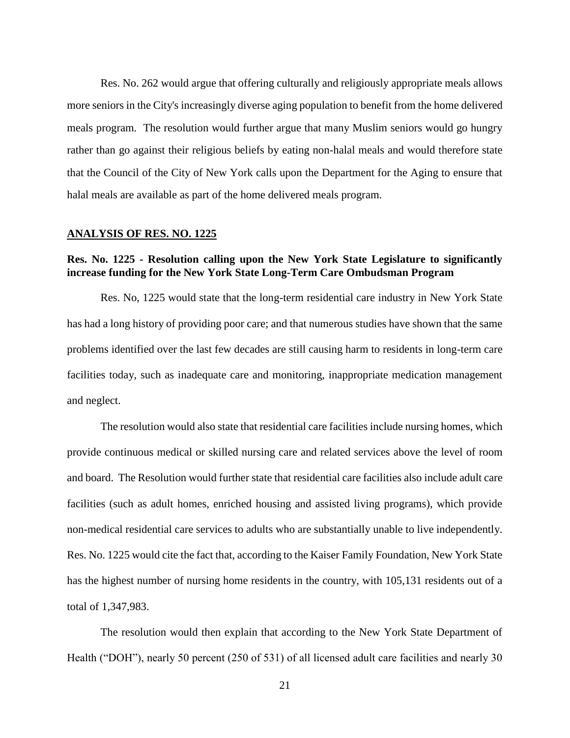Res. No. 262 would argue that offering culturally and religiously appropriate meals allows more seniors in the City's increasingly diverse aging population to benefit from the home delivered meals program. The resolution would further argue that many Muslim seniors would go hungry rather than go against their religious beliefs by eating non-halal meals and would therefore state that the Council of the City of New York calls upon the Department for the Aging to ensure that halal meals are available as part of the home delivered meals program.

## **ANALYSIS OF RES. NO. 1225**

**Res. No. 1225 - Resolution calling upon the New York State Legislature to significantly increase funding for the New York State Long-Term Care Ombudsman Program**

Res. No, 1225 would state that the long-term residential care industry in New York State has had a long history of providing poor care; and that numerous studies have shown that the same problems identified over the last few decades are still causing harm to residents in long-term care facilities today, such as inadequate care and monitoring, inappropriate medication management and neglect.

The resolution would also state that residential care facilities include nursing homes, which provide continuous medical or skilled nursing care and related services above the level of room and board. The Resolution would further state that residential care facilities also include adult care facilities (such as adult homes, enriched housing and assisted living programs), which provide non-medical residential care services to adults who are substantially unable to live independently. Res. No. 1225 would cite the fact that, according to the Kaiser Family Foundation, New York State has the highest number of nursing home residents in the country, with 105,131 residents out of a total of 1,347,983.

The resolution would then explain that according to the New York State Department of Health ("DOH"), nearly 50 percent (250 of 531) of all licensed adult care facilities and nearly 30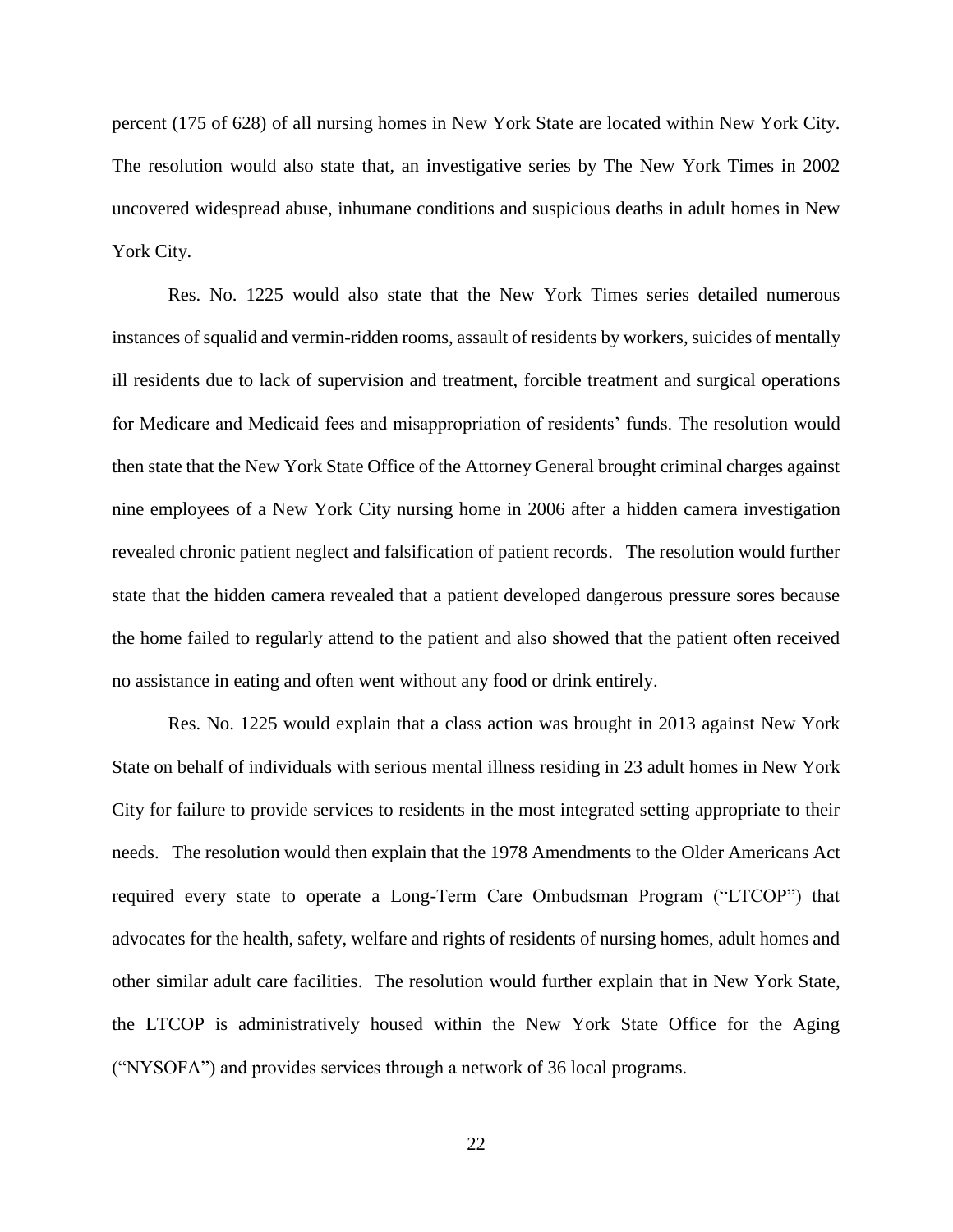percent (175 of 628) of all nursing homes in New York State are located within New York City. The resolution would also state that, an investigative series by The New York Times in 2002 uncovered widespread abuse, inhumane conditions and suspicious deaths in adult homes in New York City.

Res. No. 1225 would also state that the New York Times series detailed numerous instances of squalid and vermin-ridden rooms, assault of residents by workers, suicides of mentally ill residents due to lack of supervision and treatment, forcible treatment and surgical operations for Medicare and Medicaid fees and misappropriation of residents' funds. The resolution would then state that the New York State Office of the Attorney General brought criminal charges against nine employees of a New York City nursing home in 2006 after a hidden camera investigation revealed chronic patient neglect and falsification of patient records. The resolution would further state that the hidden camera revealed that a patient developed dangerous pressure sores because the home failed to regularly attend to the patient and also showed that the patient often received no assistance in eating and often went without any food or drink entirely.

Res. No. 1225 would explain that a class action was brought in 2013 against New York State on behalf of individuals with serious mental illness residing in 23 adult homes in New York City for failure to provide services to residents in the most integrated setting appropriate to their needs. The resolution would then explain that the 1978 Amendments to the Older Americans Act required every state to operate a Long-Term Care Ombudsman Program ("LTCOP") that advocates for the health, safety, welfare and rights of residents of nursing homes, adult homes and other similar adult care facilities. The resolution would further explain that in New York State, the LTCOP is administratively housed within the New York State Office for the Aging ("NYSOFA") and provides services through a network of 36 local programs.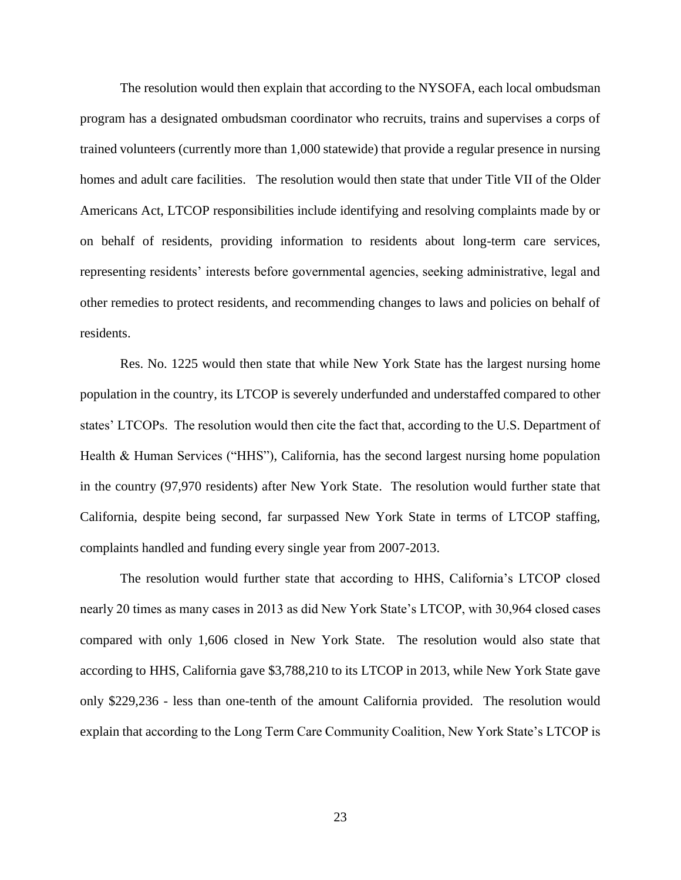The resolution would then explain that according to the NYSOFA, each local ombudsman program has a designated ombudsman coordinator who recruits, trains and supervises a corps of trained volunteers (currently more than 1,000 statewide) that provide a regular presence in nursing homes and adult care facilities. The resolution would then state that under Title VII of the Older Americans Act, LTCOP responsibilities include identifying and resolving complaints made by or on behalf of residents, providing information to residents about long-term care services, representing residents' interests before governmental agencies, seeking administrative, legal and other remedies to protect residents, and recommending changes to laws and policies on behalf of residents.

Res. No. 1225 would then state that while New York State has the largest nursing home population in the country, its LTCOP is severely underfunded and understaffed compared to other states' LTCOPs. The resolution would then cite the fact that, according to the U.S. Department of Health & Human Services ("HHS"), California, has the second largest nursing home population in the country (97,970 residents) after New York State. The resolution would further state that California, despite being second, far surpassed New York State in terms of LTCOP staffing, complaints handled and funding every single year from 2007-2013.

The resolution would further state that according to HHS, California's LTCOP closed nearly 20 times as many cases in 2013 as did New York State's LTCOP, with 30,964 closed cases compared with only 1,606 closed in New York State. The resolution would also state that according to HHS, California gave $3,788,210 to its LTCOP in 2013, while New York State gave only $229,236 - less than one-tenth of the amount California provided. The resolution would explain that according to the Long Term Care Community Coalition, New York State's LTCOP is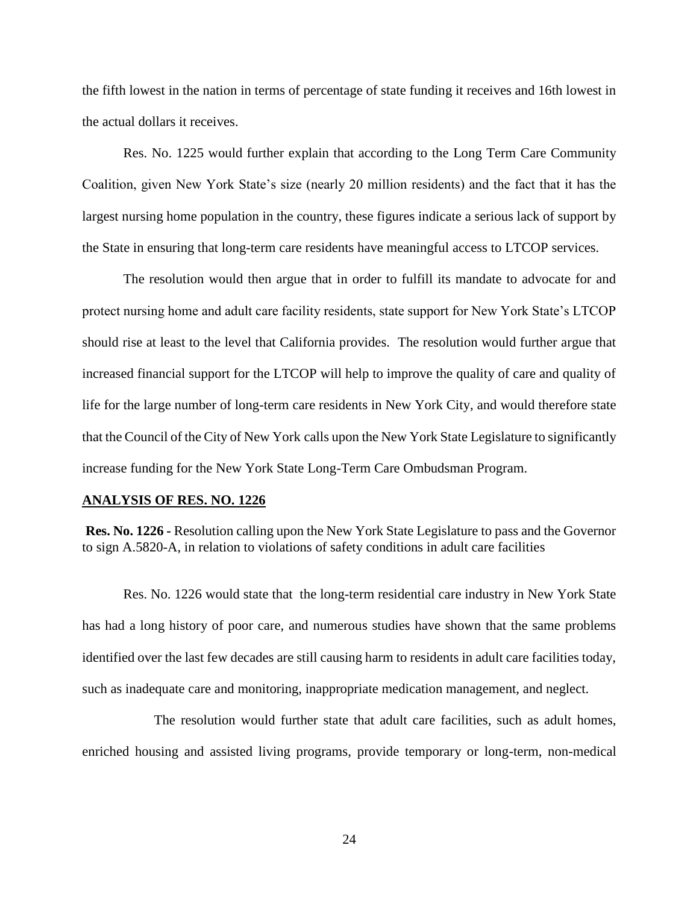the fifth lowest in the nation in terms of percentage of state funding it receives and 16th lowest in the actual dollars it receives.

Res. No. 1225 would further explain that according to the Long Term Care Community Coalition, given New York State's size (nearly 20 million residents) and the fact that it has the largest nursing home population in the country, these figures indicate a serious lack of support by the State in ensuring that long-term care residents have meaningful access to LTCOP services.

The resolution would then argue that in order to fulfill its mandate to advocate for and protect nursing home and adult care facility residents, state support for New York State's LTCOP should rise at least to the level that California provides. The resolution would further argue that increased financial support for the LTCOP will help to improve the quality of care and quality of life for the large number of long-term care residents in New York City, and would therefore state that the Council of the City of New York calls upon the New York State Legislature to significantly increase funding for the New York State Long-Term Care Ombudsman Program.

**ANALYSIS OF RES. NO. 1226**

**Res. No. 1226 -** Resolution calling upon the New York State Legislature to pass and the Governor to sign A.5820-A, in relation to violations of safety conditions in adult care facilities

Res. No. 1226 would state that the long-term residential care industry in New York State has had a long history of poor care, and numerous studies have shown that the same problems identified over the last few decades are still causing harm to residents in adult care facilities today, such as inadequate care and monitoring, inappropriate medication management, and neglect.

The resolution would further state that adult care facilities, such as adult homes, enriched housing and assisted living programs, provide temporary or long-term, non-medical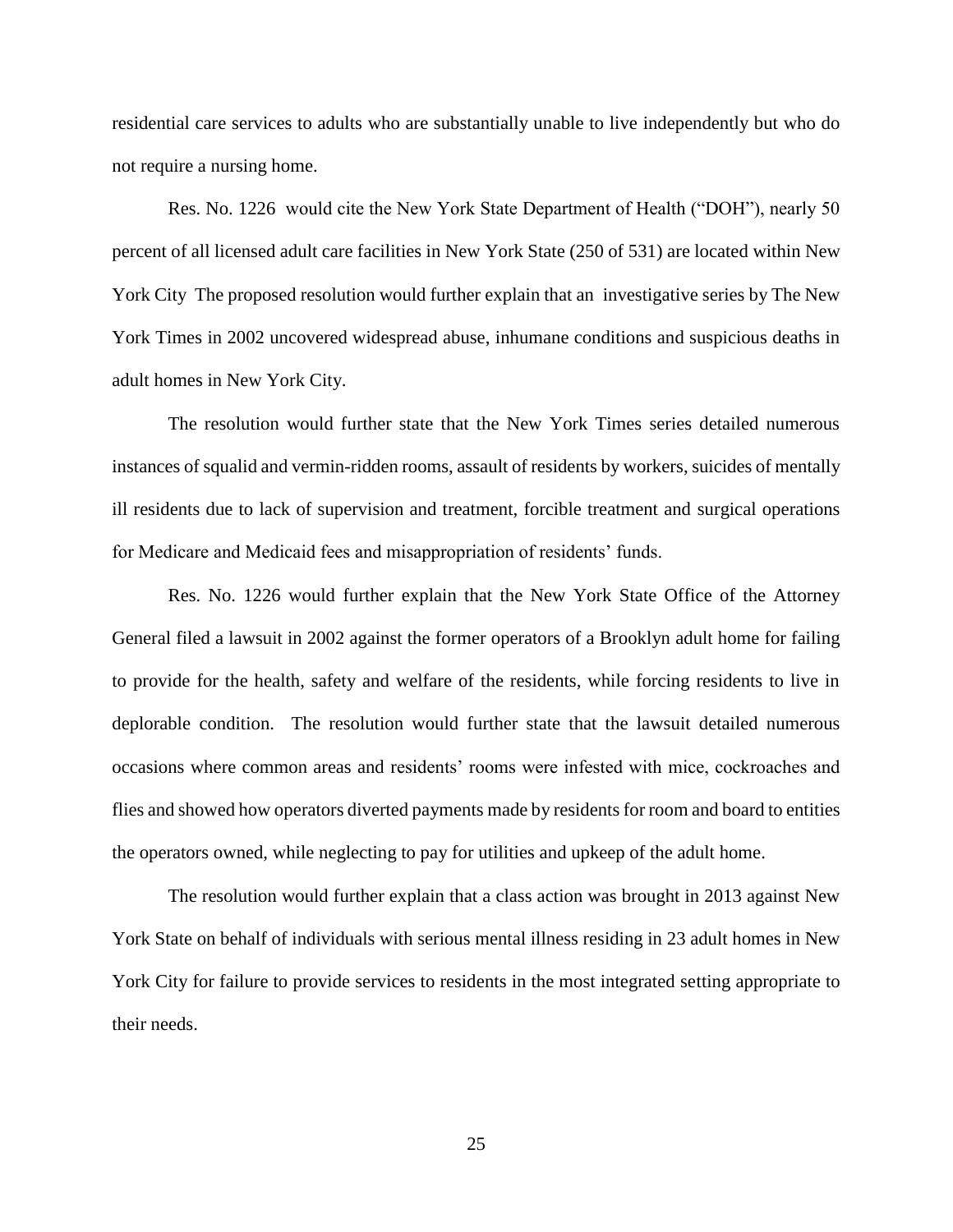residential care services to adults who are substantially unable to live independently but who do not require a nursing home.

Res. No. 1226 would cite the New York State Department of Health ("DOH"), nearly 50 percent of all licensed adult care facilities in New York State (250 of 531) are located within New York City The proposed resolution would further explain that an investigative series by The New York Times in 2002 uncovered widespread abuse, inhumane conditions and suspicious deaths in adult homes in New York City.

The resolution would further state that the New York Times series detailed numerous instances of squalid and vermin-ridden rooms, assault of residents by workers, suicides of mentally ill residents due to lack of supervision and treatment, forcible treatment and surgical operations for Medicare and Medicaid fees and misappropriation of residents' funds.

Res. No. 1226 would further explain that the New York State Office of the Attorney General filed a lawsuit in 2002 against the former operators of a Brooklyn adult home for failing to provide for the health, safety and welfare of the residents, while forcing residents to live in deplorable condition. The resolution would further state that the lawsuit detailed numerous occasions where common areas and residents' rooms were infested with mice, cockroaches and flies and showed how operators diverted payments made by residents for room and board to entities the operators owned, while neglecting to pay for utilities and upkeep of the adult home.

The resolution would further explain that a class action was brought in 2013 against New York State on behalf of individuals with serious mental illness residing in 23 adult homes in New York City for failure to provide services to residents in the most integrated setting appropriate to their needs.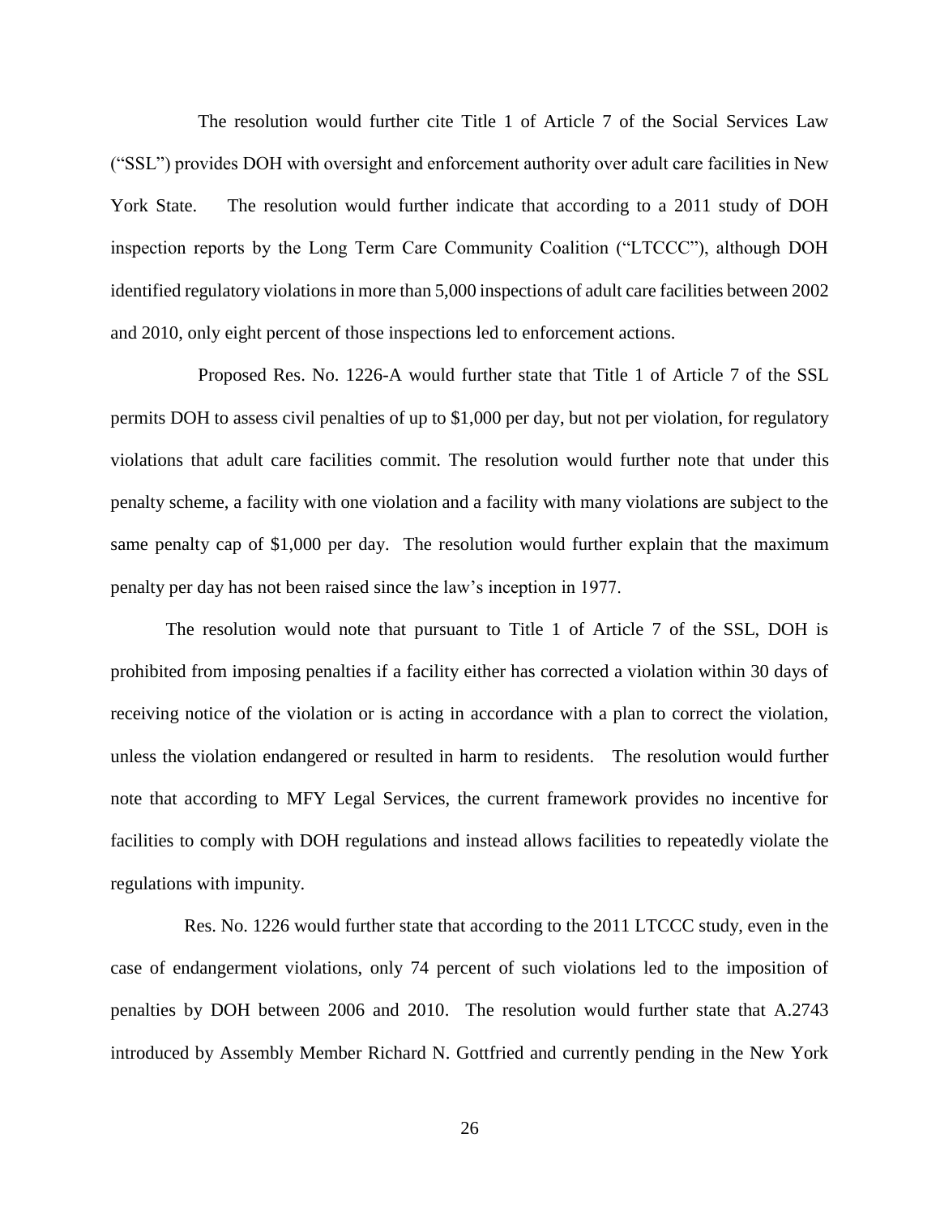The resolution would further cite Title 1 of Article 7 of the Social Services Law ("SSL") provides DOH with oversight and enforcement authority over adult care facilities in New York State. The resolution would further indicate that according to a 2011 study of DOH inspection reports by the Long Term Care Community Coalition ("LTCCC"), although DOH identified regulatory violations in more than 5,000 inspections of adult care facilities between 2002 and 2010, only eight percent of those inspections led to enforcement actions.

Proposed Res. No. 1226-A would further state that Title 1 of Article 7 of the SSL permits DOH to assess civil penalties of up to $1,000 per day, but not per violation, for regulatory violations that adult care facilities commit. The resolution would further note that under this penalty scheme, a facility with one violation and a facility with many violations are subject to the same penalty cap of $1,000 per day. The resolution would further explain that the maximum penalty per day has not been raised since the law's inception in 1977.

The resolution would note that pursuant to Title 1 of Article 7 of the SSL, DOH is prohibited from imposing penalties if a facility either has corrected a violation within 30 days of receiving notice of the violation or is acting in accordance with a plan to correct the violation, unless the violation endangered or resulted in harm to residents. The resolution would further note that according to MFY Legal Services, the current framework provides no incentive for facilities to comply with DOH regulations and instead allows facilities to repeatedly violate the regulations with impunity.

Res. No. 1226 would further state that according to the 2011 LTCCC study, even in the case of endangerment violations, only 74 percent of such violations led to the imposition of penalties by DOH between 2006 and 2010. The resolution would further state that A.2743 introduced by Assembly Member Richard N. Gottfried and currently pending in the New York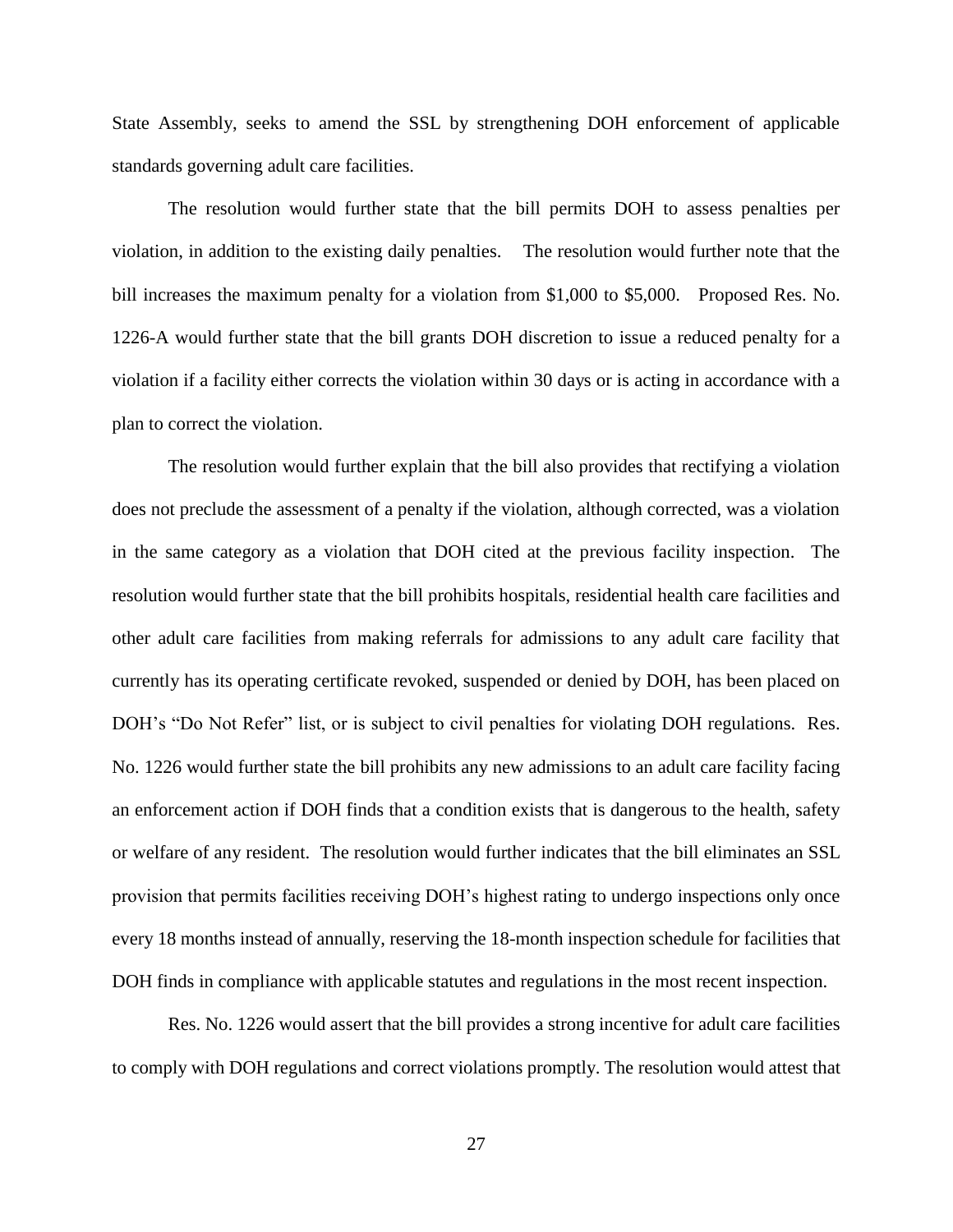State Assembly, seeks to amend the SSL by strengthening DOH enforcement of applicable standards governing adult care facilities.

The resolution would further state that the bill permits DOH to assess penalties per violation, in addition to the existing daily penalties. The resolution would further note that the bill increases the maximum penalty for a violation from $1,000 to $5,000. Proposed Res. No. 1226-A would further state that the bill grants DOH discretion to issue a reduced penalty for a violation if a facility either corrects the violation within 30 days or is acting in accordance with a plan to correct the violation.

The resolution would further explain that the bill also provides that rectifying a violation does not preclude the assessment of a penalty if the violation, although corrected, was a violation in the same category as a violation that DOH cited at the previous facility inspection. The resolution would further state that the bill prohibits hospitals, residential health care facilities and other adult care facilities from making referrals for admissions to any adult care facility that currently has its operating certificate revoked, suspended or denied by DOH, has been placed on DOH's "Do Not Refer" list, or is subject to civil penalties for violating DOH regulations. Res. No. 1226 would further state the bill prohibits any new admissions to an adult care facility facing an enforcement action if DOH finds that a condition exists that is dangerous to the health, safety or welfare of any resident. The resolution would further indicates that the bill eliminates an SSL provision that permits facilities receiving DOH's highest rating to undergo inspections only once every 18 months instead of annually, reserving the 18-month inspection schedule for facilities that DOH finds in compliance with applicable statutes and regulations in the most recent inspection.

Res. No. 1226 would assert that the bill provides a strong incentive for adult care facilities to comply with DOH regulations and correct violations promptly. The resolution would attest that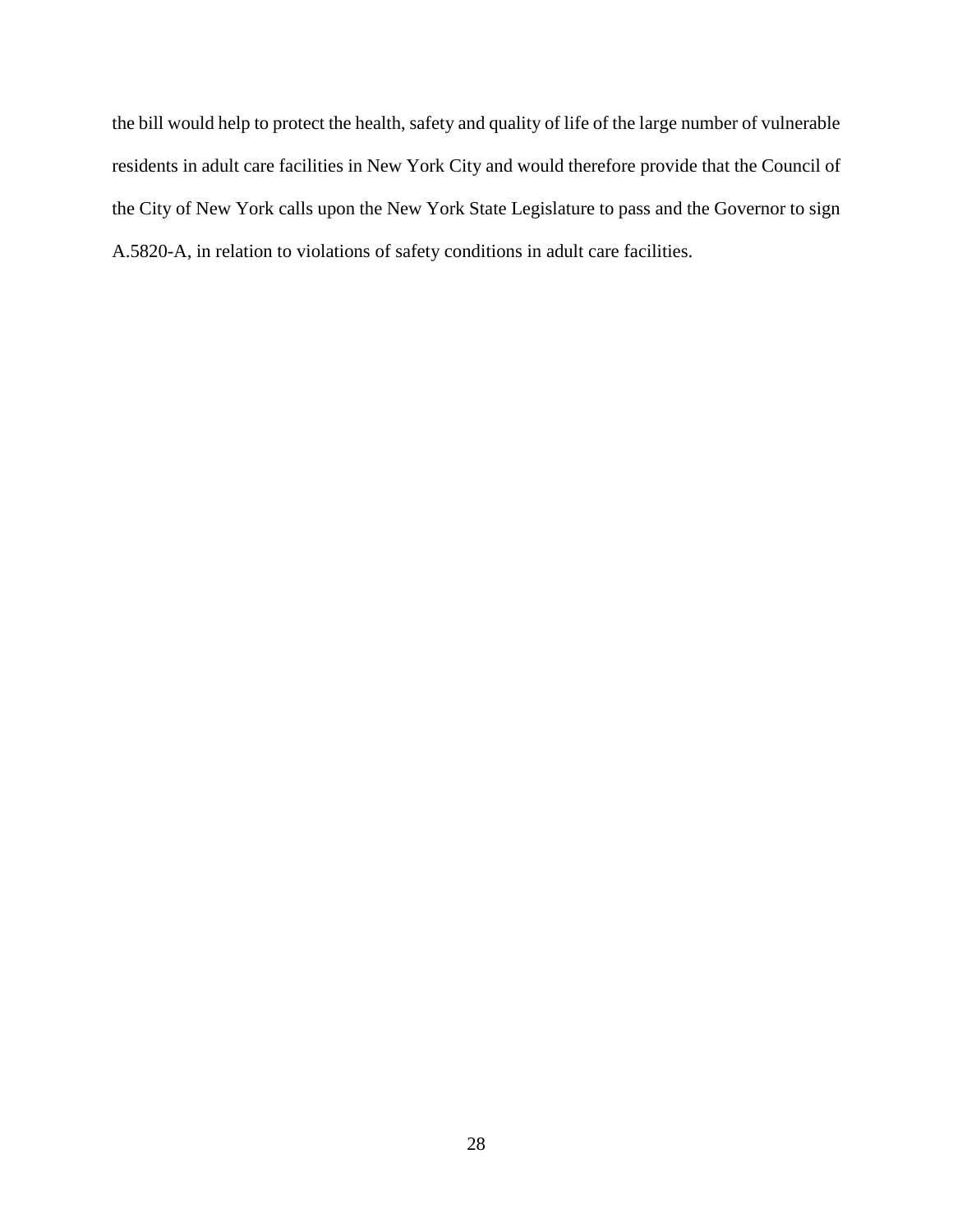the bill would help to protect the health, safety and quality of life of the large number of vulnerable residents in adult care facilities in New York City and would therefore provide that the Council of the City of New York calls upon the New York State Legislature to pass and the Governor to sign A.5820-A, in relation to violations of safety conditions in adult care facilities.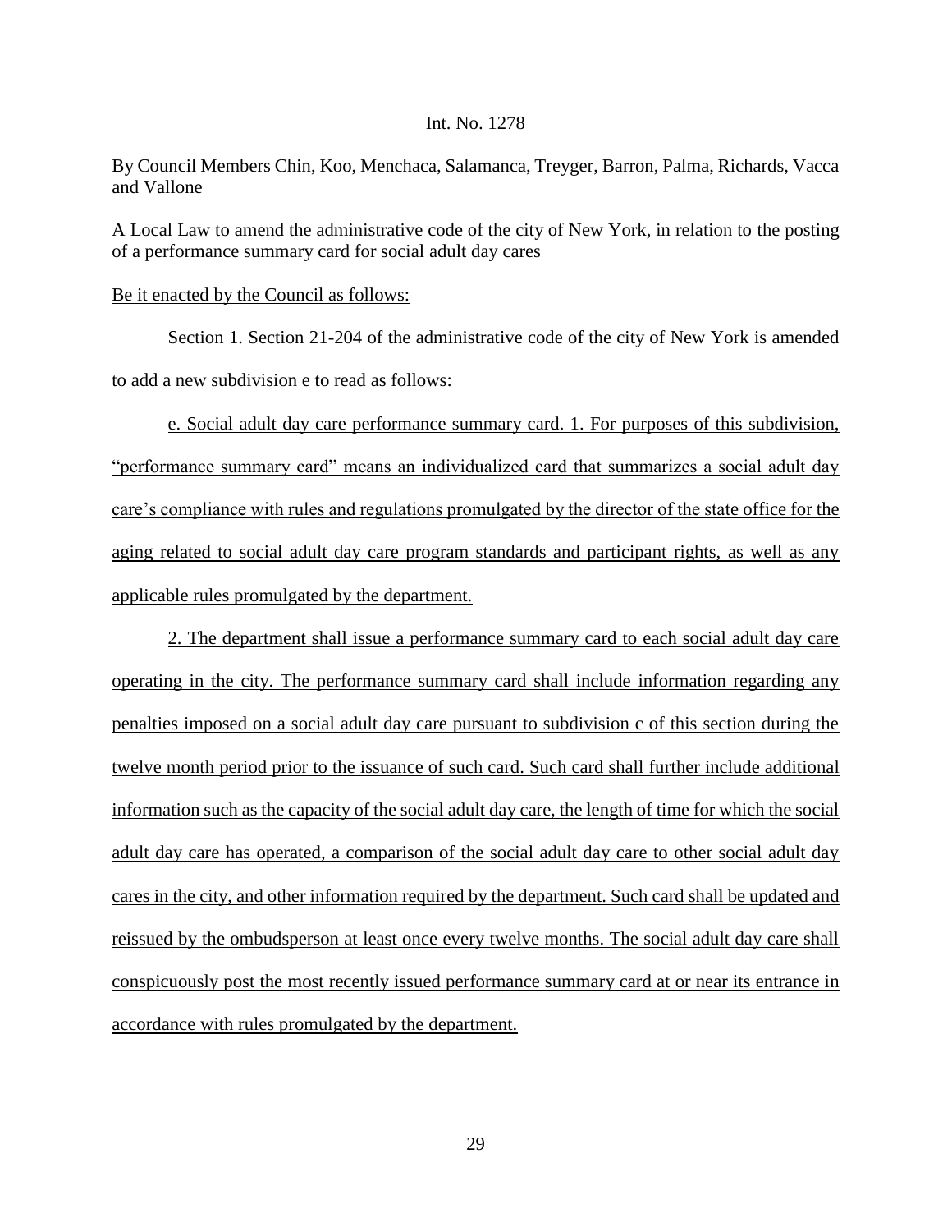Int. No. 1278

By Council Members Chin, Koo, Menchaca, Salamanca, Treyger, Barron, Palma, Richards, Vacca and Vallone

A Local Law to amend the administrative code of the city of New York, in relation to the posting of a performance summary card for social adult day cares

Be it enacted by the Council as follows:

Section 1. Section 21-204 of the administrative code of the city of New York is amended to add a new subdivision e to read as follows:

e. Social adult day care performance summary card. 1. For purposes of this subdivision, "performance summary card" means an individualized card that summarizes a social adult day care's compliance with rules and regulations promulgated by the director of the state office for the aging related to social adult day care program standards and participant rights, as well as any applicable rules promulgated by the department.

2. The department shall issue a performance summary card to each social adult day care operating in the city. The performance summary card shall include information regarding any penalties imposed on a social adult day care pursuant to subdivision c of this section during the twelve month period prior to the issuance of such card. Such card shall further include additional information such as the capacity of the social adult day care, the length of time for which the social adult day care has operated, a comparison of the social adult day care to other social adult day cares in the city, and other information required by the department. Such card shall be updated and reissued by the ombudsperson at least once every twelve months. The social adult day care shall conspicuously post the most recently issued performance summary card at or near its entrance in accordance with rules promulgated by the department.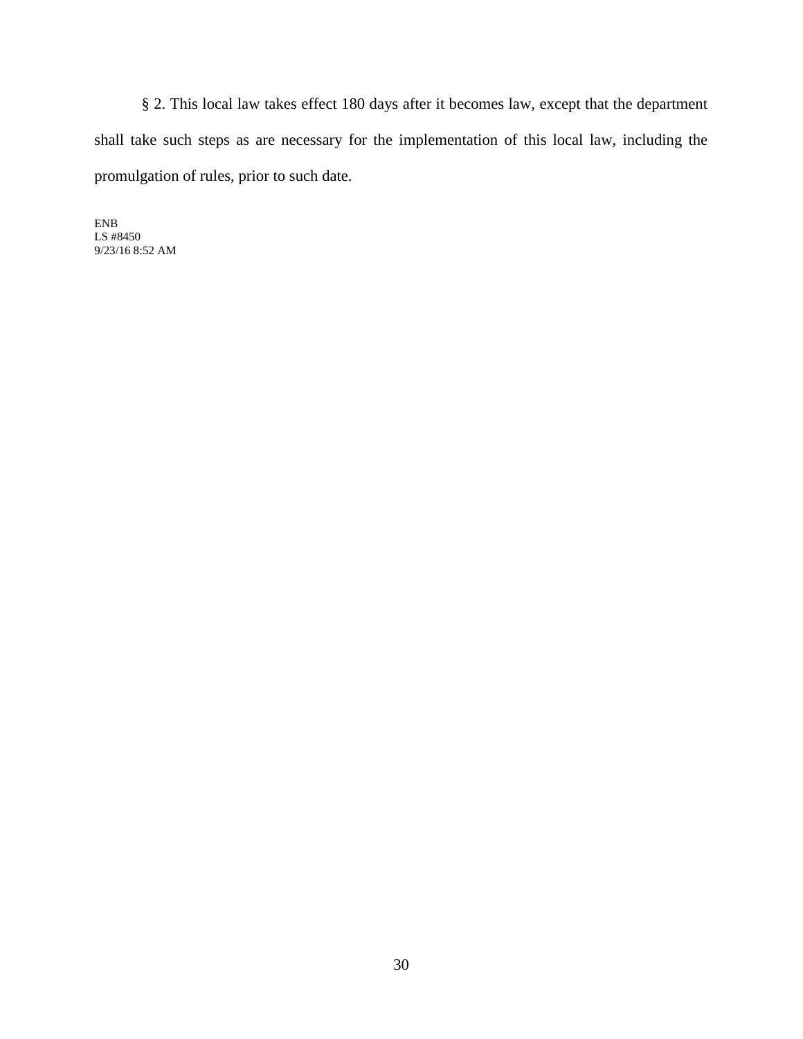§ 2. This local law takes effect 180 days after it becomes law, except that the department shall take such steps as are necessary for the implementation of this local law, including the promulgation of rules, prior to such date.

ENB
LS #8450
9/23/16 8:52 AM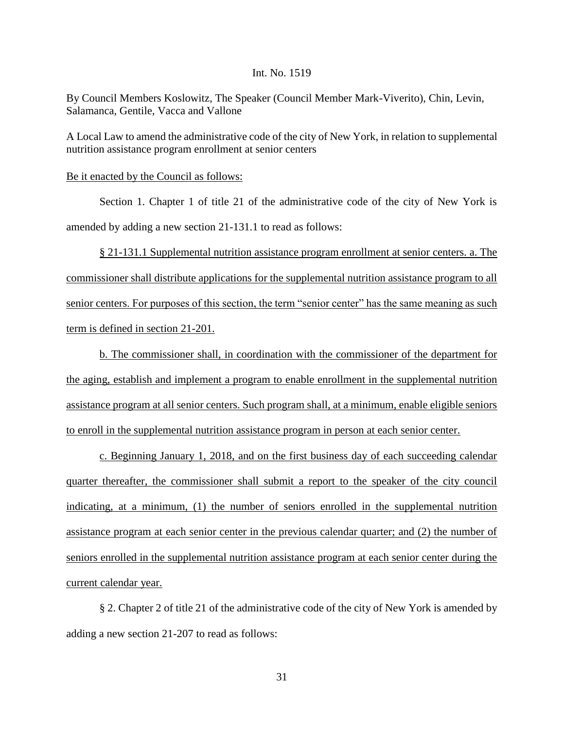Int. No. 1519

By Council Members Koslowitz, The Speaker (Council Member Mark-Viverito), Chin, Levin, Salamanca, Gentile, Vacca and Vallone

A Local Law to amend the administrative code of the city of New York, in relation to supplemental nutrition assistance program enrollment at senior centers

Be it enacted by the Council as follows:

Section 1. Chapter 1 of title 21 of the administrative code of the city of New York is amended by adding a new section 21-131.1 to read as follows:

§ 21-131.1 Supplemental nutrition assistance program enrollment at senior centers. a. The commissioner shall distribute applications for the supplemental nutrition assistance program to all senior centers. For purposes of this section, the term "senior center" has the same meaning as such term is defined in section 21-201.

b. The commissioner shall, in coordination with the commissioner of the department for the aging, establish and implement a program to enable enrollment in the supplemental nutrition assistance program at all senior centers. Such program shall, at a minimum, enable eligible seniors to enroll in the supplemental nutrition assistance program in person at each senior center.

c. Beginning January 1, 2018, and on the first business day of each succeeding calendar quarter thereafter, the commissioner shall submit a report to the speaker of the city council indicating, at a minimum, (1) the number of seniors enrolled in the supplemental nutrition assistance program at each senior center in the previous calendar quarter; and (2) the number of seniors enrolled in the supplemental nutrition assistance program at each senior center during the current calendar year.

§ 2. Chapter 2 of title 21 of the administrative code of the city of New York is amended by adding a new section 21-207 to read as follows: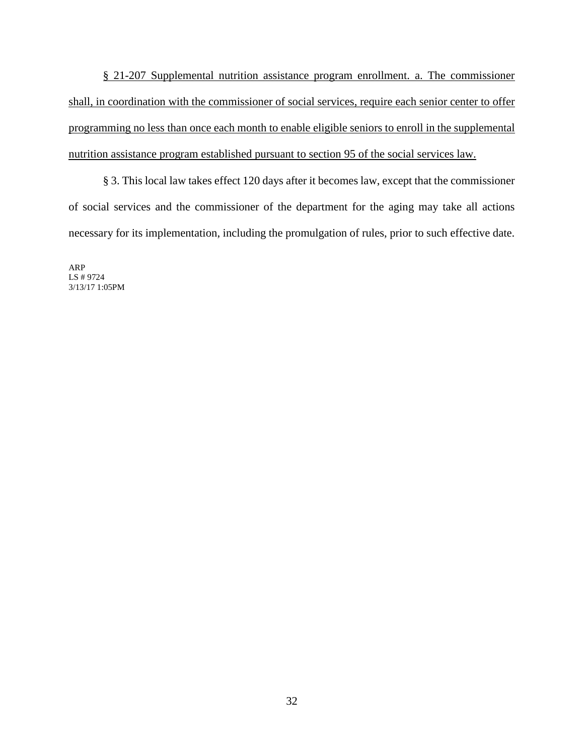§ 21-207 Supplemental nutrition assistance program enrollment. a. The commissioner shall, in coordination with the commissioner of social services, require each senior center to offer programming no less than once each month to enable eligible seniors to enroll in the supplemental nutrition assistance program established pursuant to section 95 of the social services law.

§ 3. This local law takes effect 120 days after it becomes law, except that the commissioner of social services and the commissioner of the department for the aging may take all actions necessary for its implementation, including the promulgation of rules, prior to such effective date.

ARP
LS # 9724
3/13/17 1:05PM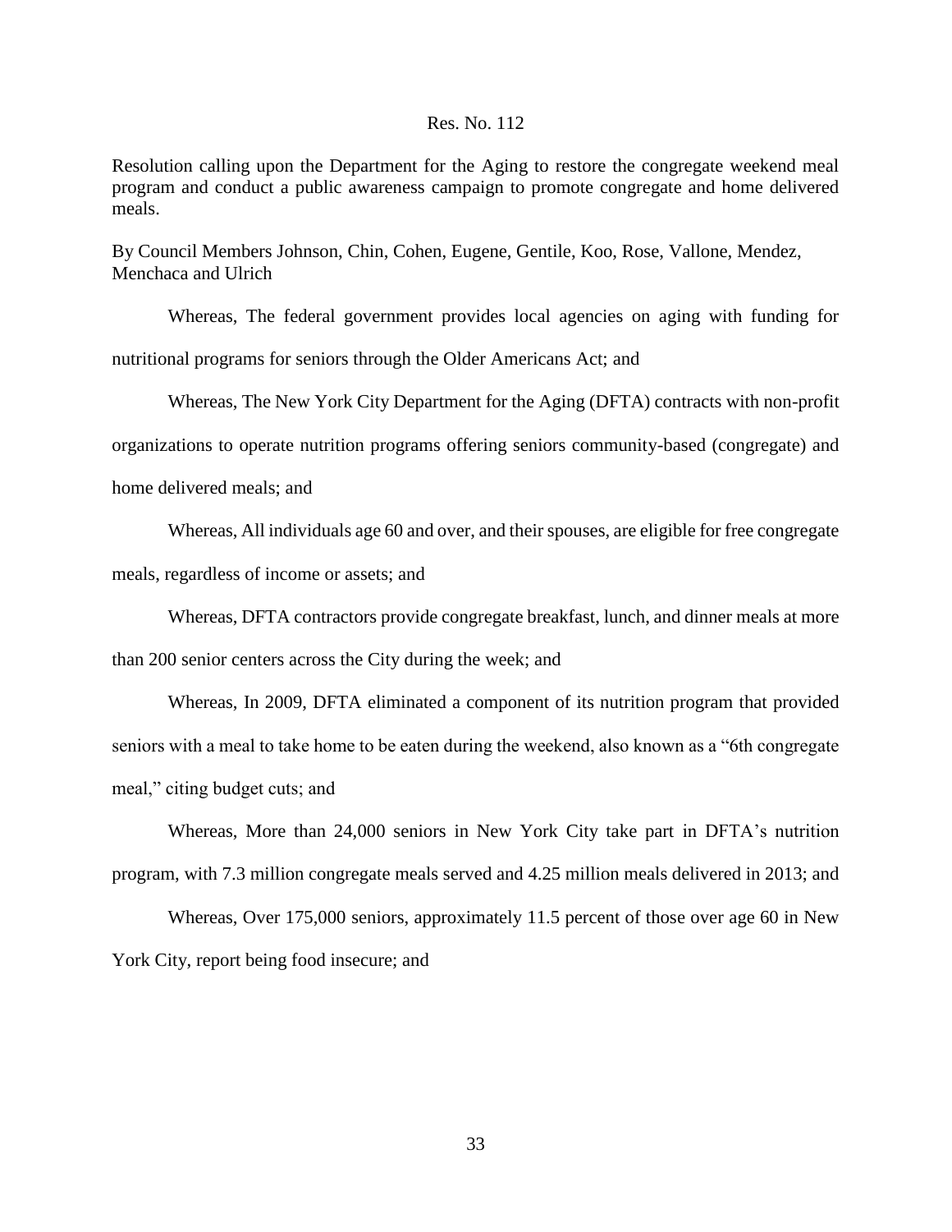Res. No. 112

Resolution calling upon the Department for the Aging to restore the congregate weekend meal program and conduct a public awareness campaign to promote congregate and home delivered meals.

By Council Members Johnson, Chin, Cohen, Eugene, Gentile, Koo, Rose, Vallone, Mendez, Menchaca and Ulrich

Whereas, The federal government provides local agencies on aging with funding for nutritional programs for seniors through the Older Americans Act; and

Whereas, The New York City Department for the Aging (DFTA) contracts with non-profit organizations to operate nutrition programs offering seniors community-based (congregate) and home delivered meals; and

Whereas, All individuals age 60 and over, and their spouses, are eligible for free congregate meals, regardless of income or assets; and

Whereas, DFTA contractors provide congregate breakfast, lunch, and dinner meals at more than 200 senior centers across the City during the week; and

Whereas, In 2009, DFTA eliminated a component of its nutrition program that provided seniors with a meal to take home to be eaten during the weekend, also known as a "6th congregate meal," citing budget cuts; and

Whereas, More than 24,000 seniors in New York City take part in DFTA's nutrition program, with 7.3 million congregate meals served and 4.25 million meals delivered in 2013; and

Whereas, Over 175,000 seniors, approximately 11.5 percent of those over age 60 in New York City, report being food insecure; and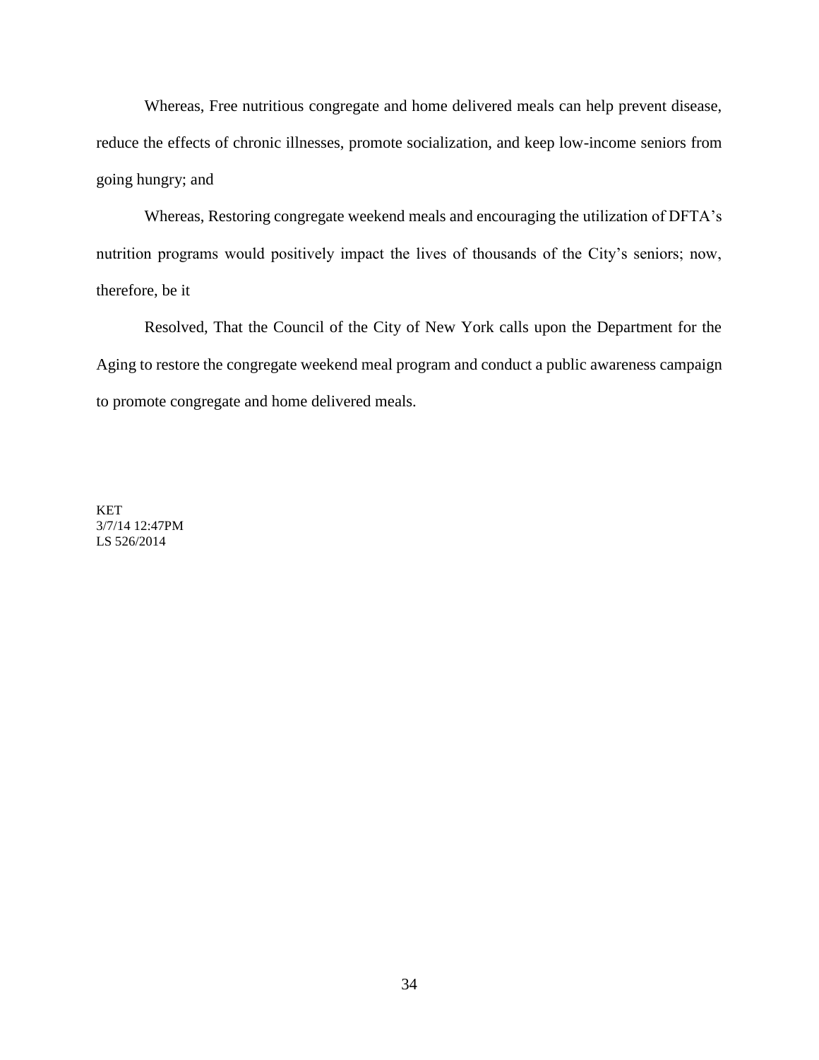Whereas, Free nutritious congregate and home delivered meals can help prevent disease, reduce the effects of chronic illnesses, promote socialization, and keep low-income seniors from going hungry; and

Whereas, Restoring congregate weekend meals and encouraging the utilization of DFTA's nutrition programs would positively impact the lives of thousands of the City's seniors; now, therefore, be it

Resolved, That the Council of the City of New York calls upon the Department for the Aging to restore the congregate weekend meal program and conduct a public awareness campaign to promote congregate and home delivered meals.

KET
3/7/14 12:47PM
LS 526/2014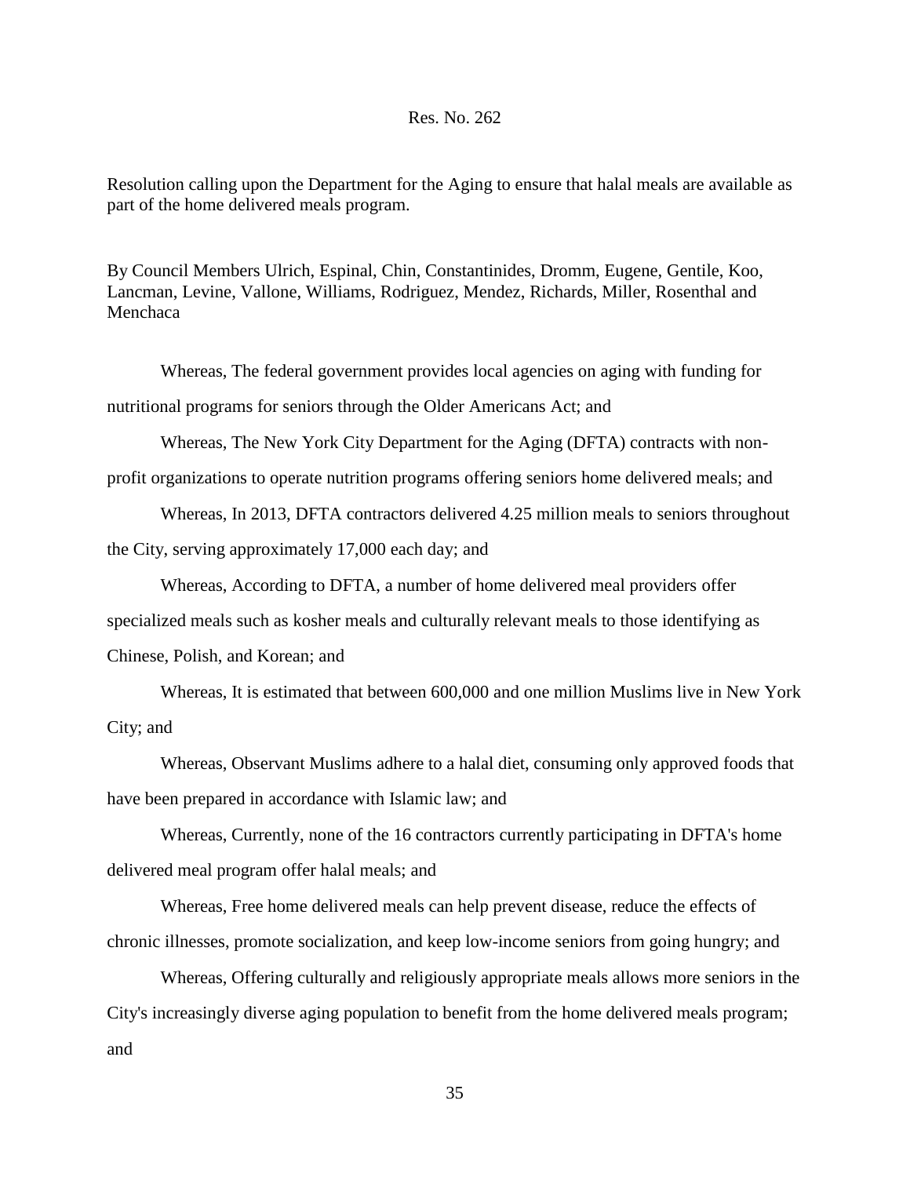Res. No. 262

Resolution calling upon the Department for the Aging to ensure that halal meals are available as part of the home delivered meals program.

By Council Members Ulrich, Espinal, Chin, Constantinides, Dromm, Eugene, Gentile, Koo, Lancman, Levine, Vallone, Williams, Rodriguez, Mendez, Richards, Miller, Rosenthal and Menchaca

Whereas, The federal government provides local agencies on aging with funding for nutritional programs for seniors through the Older Americans Act; and

Whereas, The New York City Department for the Aging (DFTA) contracts with non-profit organizations to operate nutrition programs offering seniors home delivered meals; and

Whereas, In 2013, DFTA contractors delivered 4.25 million meals to seniors throughout the City, serving approximately 17,000 each day; and

Whereas, According to DFTA, a number of home delivered meal providers offer specialized meals such as kosher meals and culturally relevant meals to those identifying as Chinese, Polish, and Korean; and

Whereas, It is estimated that between 600,000 and one million Muslims live in New York City; and

Whereas, Observant Muslims adhere to a halal diet, consuming only approved foods that have been prepared in accordance with Islamic law; and

Whereas, Currently, none of the 16 contractors currently participating in DFTA's home delivered meal program offer halal meals; and

Whereas, Free home delivered meals can help prevent disease, reduce the effects of chronic illnesses, promote socialization, and keep low-income seniors from going hungry; and

Whereas, Offering culturally and religiously appropriate meals allows more seniors in the City's increasingly diverse aging population to benefit from the home delivered meals program; and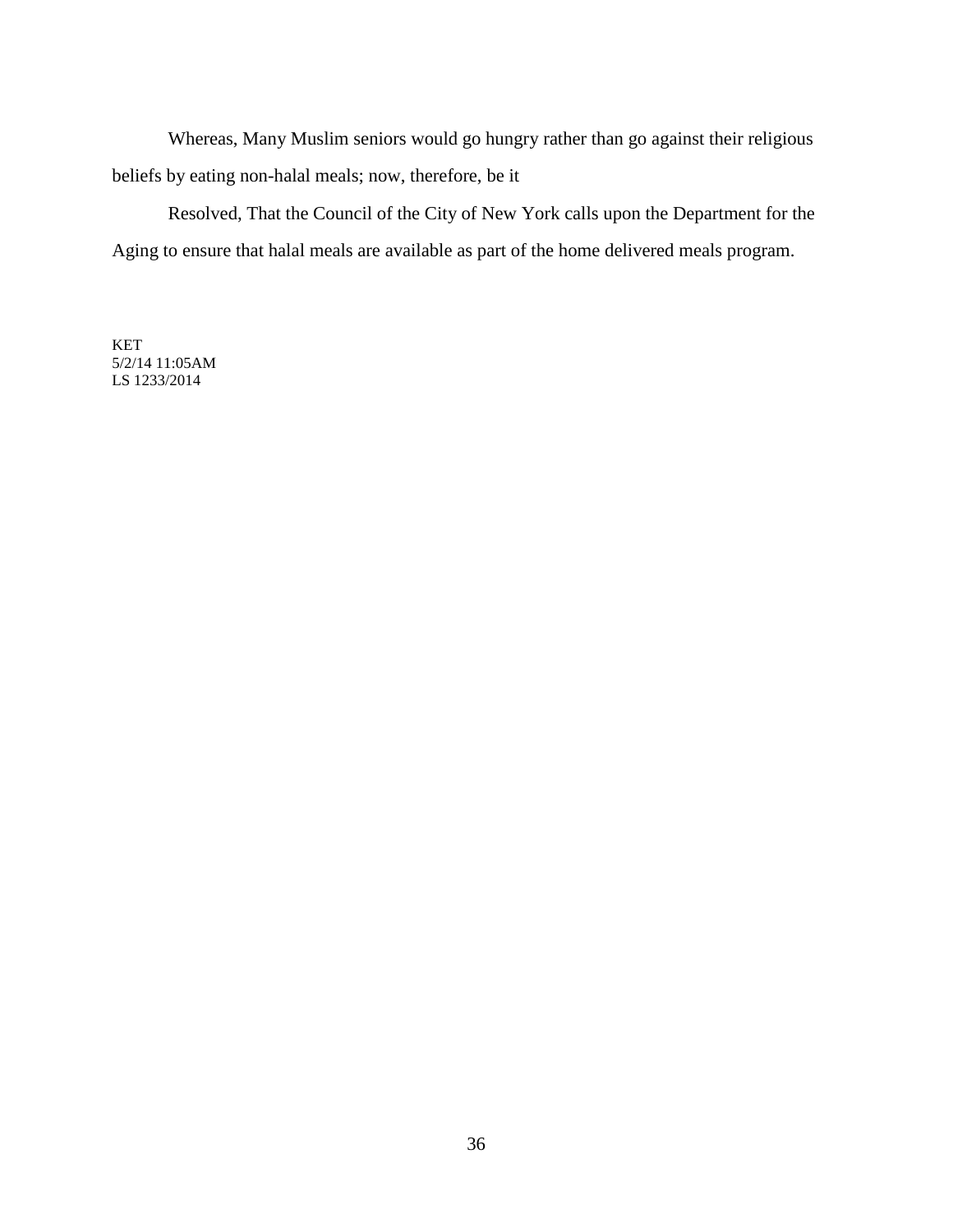Whereas, Many Muslim seniors would go hungry rather than go against their religious beliefs by eating non-halal meals; now, therefore, be it

Resolved, That the Council of the City of New York calls upon the Department for the Aging to ensure that halal meals are available as part of the home delivered meals program.

KET
5/2/14 11:05AM
LS 1233/2014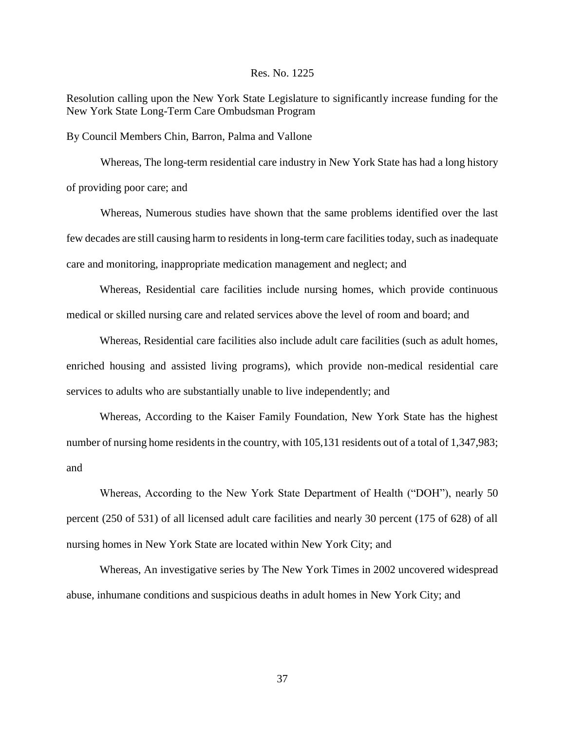Res. No. 1225

Resolution calling upon the New York State Legislature to significantly increase funding for the New York State Long-Term Care Ombudsman Program

By Council Members Chin, Barron, Palma and Vallone

Whereas, The long-term residential care industry in New York State has had a long history of providing poor care; and

Whereas, Numerous studies have shown that the same problems identified over the last few decades are still causing harm to residents in long-term care facilities today, such as inadequate care and monitoring, inappropriate medication management and neglect; and

Whereas, Residential care facilities include nursing homes, which provide continuous medical or skilled nursing care and related services above the level of room and board; and

Whereas, Residential care facilities also include adult care facilities (such as adult homes, enriched housing and assisted living programs), which provide non-medical residential care services to adults who are substantially unable to live independently; and

Whereas, According to the Kaiser Family Foundation, New York State has the highest number of nursing home residents in the country, with 105,131 residents out of a total of 1,347,983; and

Whereas, According to the New York State Department of Health ("DOH"), nearly 50 percent (250 of 531) of all licensed adult care facilities and nearly 30 percent (175 of 628) of all nursing homes in New York State are located within New York City; and

Whereas, An investigative series by The New York Times in 2002 uncovered widespread abuse, inhumane conditions and suspicious deaths in adult homes in New York City; and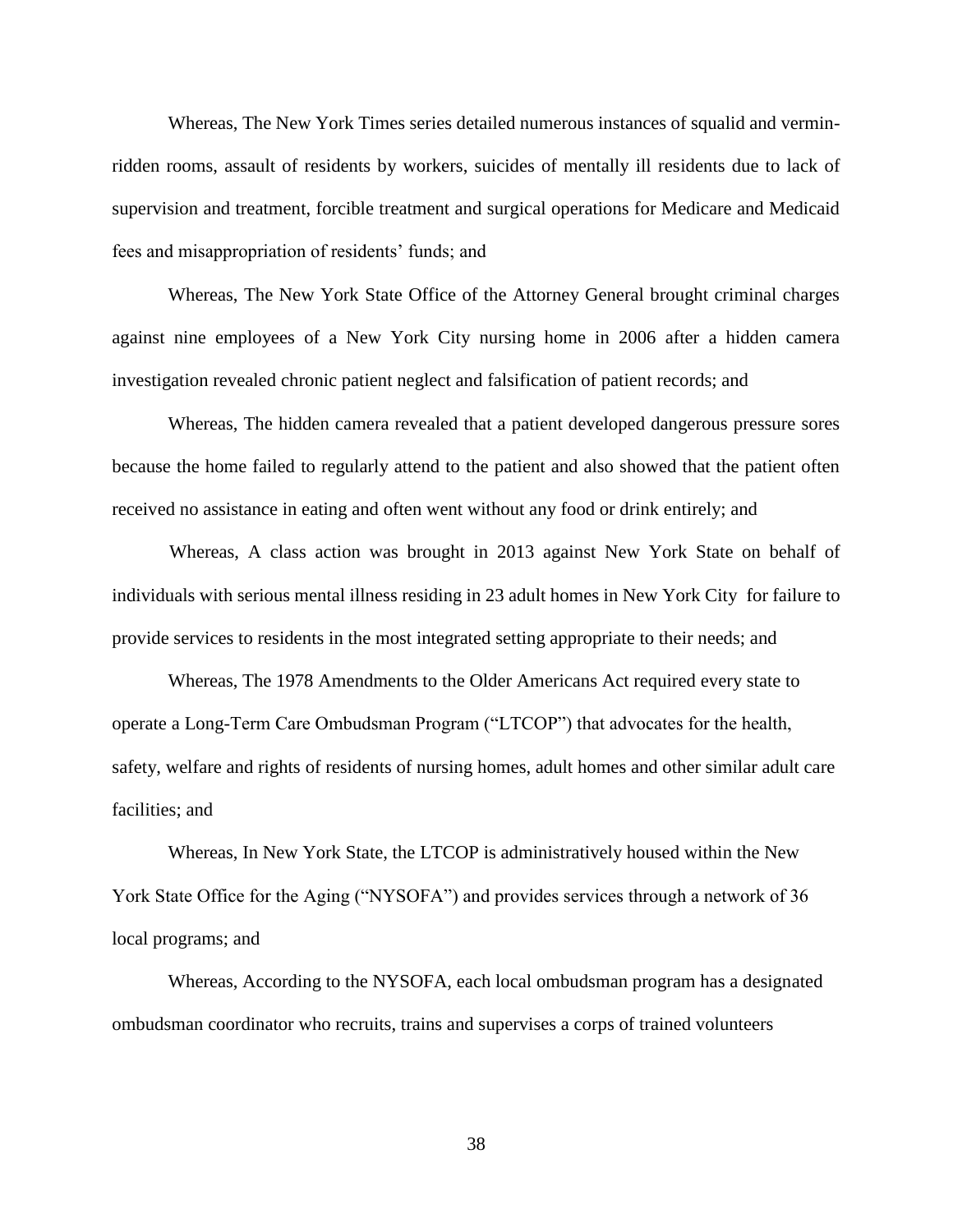Whereas, The New York Times series detailed numerous instances of squalid and vermin-ridden rooms, assault of residents by workers, suicides of mentally ill residents due to lack of supervision and treatment, forcible treatment and surgical operations for Medicare and Medicaid fees and misappropriation of residents' funds; and

Whereas, The New York State Office of the Attorney General brought criminal charges against nine employees of a New York City nursing home in 2006 after a hidden camera investigation revealed chronic patient neglect and falsification of patient records; and

Whereas, The hidden camera revealed that a patient developed dangerous pressure sores because the home failed to regularly attend to the patient and also showed that the patient often received no assistance in eating and often went without any food or drink entirely; and

Whereas, A class action was brought in 2013 against New York State on behalf of individuals with serious mental illness residing in 23 adult homes in New York City for failure to provide services to residents in the most integrated setting appropriate to their needs; and

Whereas, The 1978 Amendments to the Older Americans Act required every state to operate a Long-Term Care Ombudsman Program ("LTCOP") that advocates for the health, safety, welfare and rights of residents of nursing homes, adult homes and other similar adult care facilities; and

Whereas, In New York State, the LTCOP is administratively housed within the New York State Office for the Aging ("NYSOFA") and provides services through a network of 36 local programs; and

Whereas, According to the NYSOFA, each local ombudsman program has a designated ombudsman coordinator who recruits, trains and supervises a corps of trained volunteers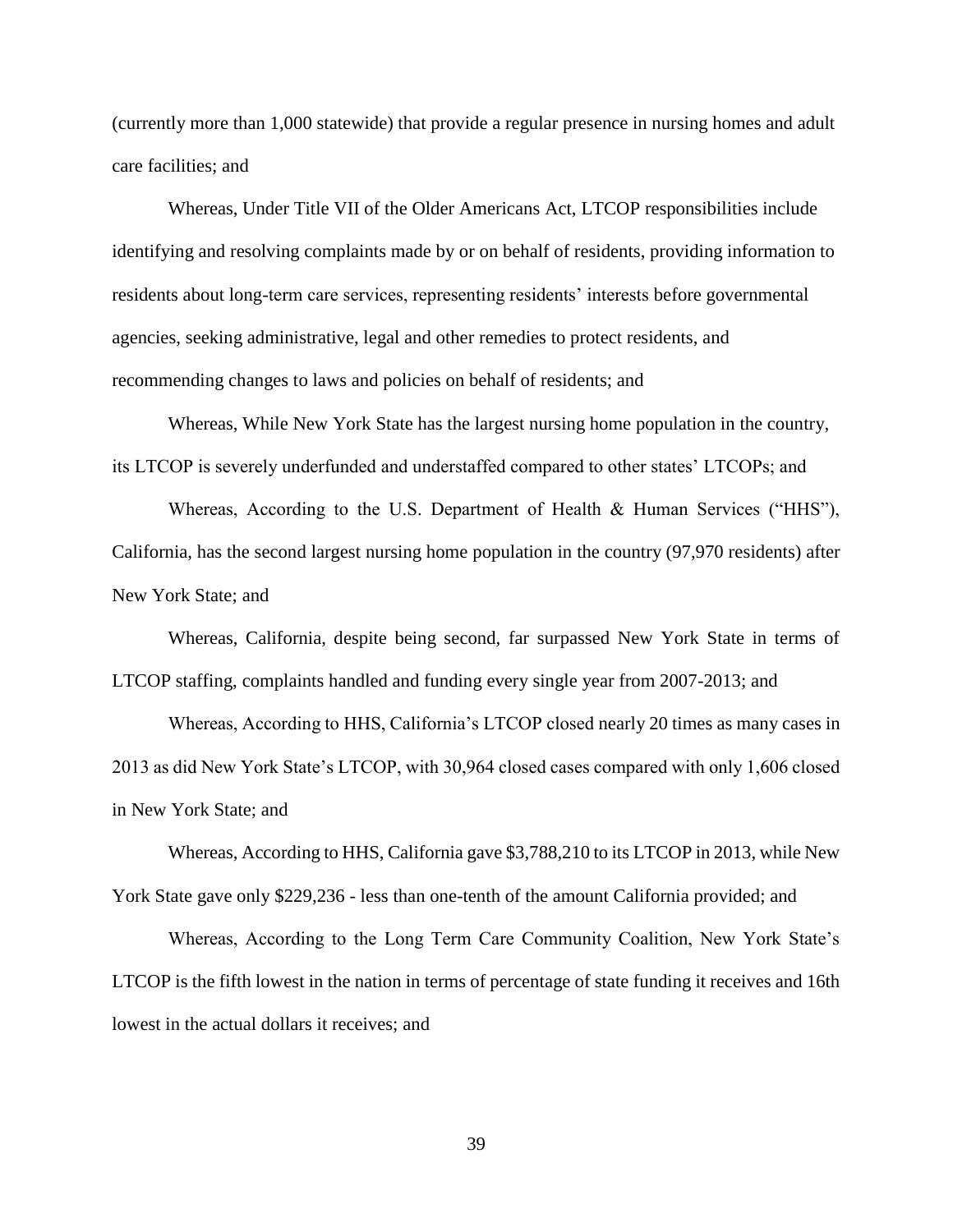(currently more than 1,000 statewide) that provide a regular presence in nursing homes and adult care facilities; and

Whereas, Under Title VII of the Older Americans Act, LTCOP responsibilities include identifying and resolving complaints made by or on behalf of residents, providing information to residents about long-term care services, representing residents' interests before governmental agencies, seeking administrative, legal and other remedies to protect residents, and recommending changes to laws and policies on behalf of residents; and

Whereas, While New York State has the largest nursing home population in the country, its LTCOP is severely underfunded and understaffed compared to other states' LTCOPs; and

Whereas, According to the U.S. Department of Health & Human Services ("HHS"), California, has the second largest nursing home population in the country (97,970 residents) after New York State; and

Whereas, California, despite being second, far surpassed New York State in terms of LTCOP staffing, complaints handled and funding every single year from 2007-2013; and

Whereas, According to HHS, California's LTCOP closed nearly 20 times as many cases in 2013 as did New York State's LTCOP, with 30,964 closed cases compared with only 1,606 closed in New York State; and

Whereas, According to HHS, California gave $3,788,210 to its LTCOP in 2013, while New York State gave only $229,236 - less than one-tenth of the amount California provided; and

Whereas, According to the Long Term Care Community Coalition, New York State's LTCOP is the fifth lowest in the nation in terms of percentage of state funding it receives and 16th lowest in the actual dollars it receives; and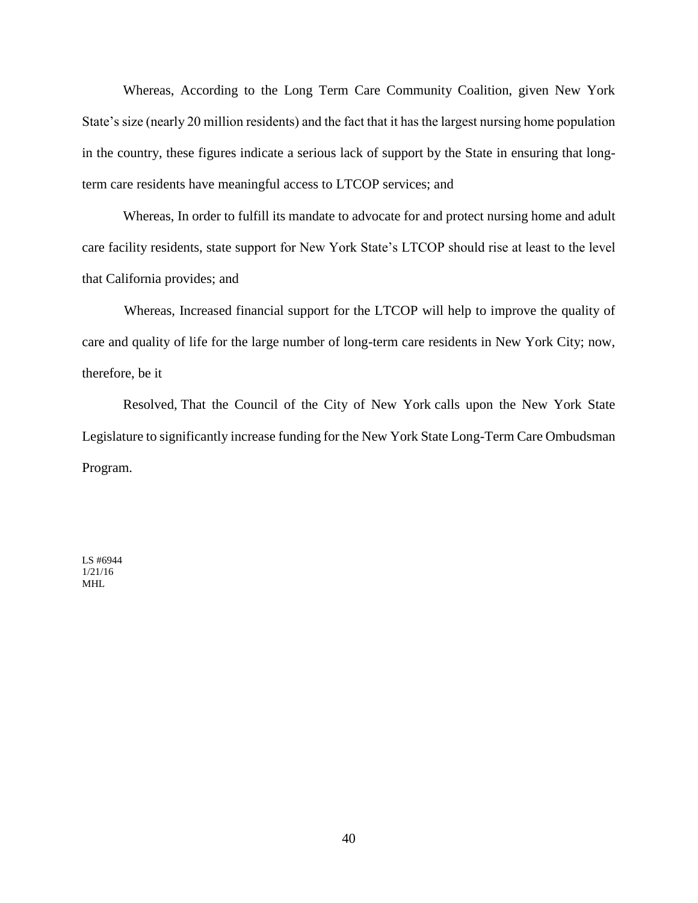Whereas, According to the Long Term Care Community Coalition, given New York State's size (nearly 20 million residents) and the fact that it has the largest nursing home population in the country, these figures indicate a serious lack of support by the State in ensuring that long-term care residents have meaningful access to LTCOP services; and

Whereas, In order to fulfill its mandate to advocate for and protect nursing home and adult care facility residents, state support for New York State's LTCOP should rise at least to the level that California provides; and

Whereas, Increased financial support for the LTCOP will help to improve the quality of care and quality of life for the large number of long-term care residents in New York City; now, therefore, be it

Resolved, That the Council of the City of New York calls upon the New York State Legislature to significantly increase funding for the New York State Long-Term Care Ombudsman Program.

LS #6944
1/21/16
MHL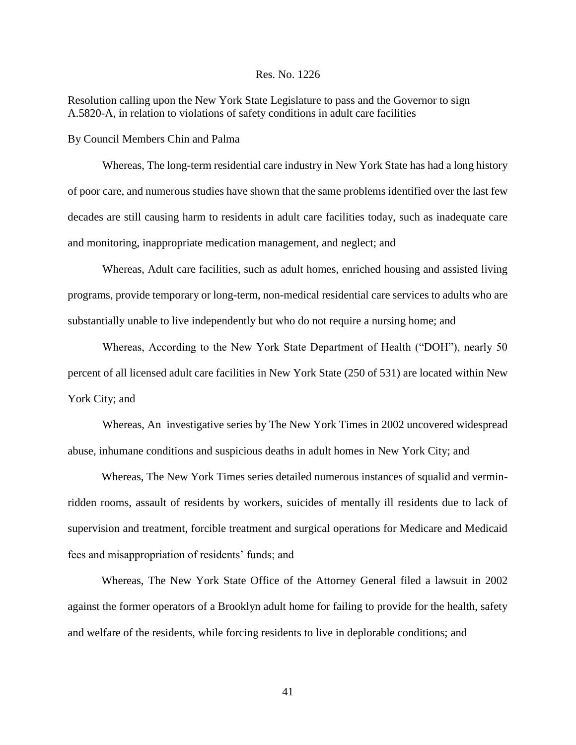Res. No. 1226

Resolution calling upon the New York State Legislature to pass and the Governor to sign A.5820-A, in relation to violations of safety conditions in adult care facilities

By Council Members Chin and Palma

Whereas, The long-term residential care industry in New York State has had a long history of poor care, and numerous studies have shown that the same problems identified over the last few decades are still causing harm to residents in adult care facilities today, such as inadequate care and monitoring, inappropriate medication management, and neglect; and

Whereas, Adult care facilities, such as adult homes, enriched housing and assisted living programs, provide temporary or long-term, non-medical residential care services to adults who are substantially unable to live independently but who do not require a nursing home; and

Whereas, According to the New York State Department of Health ("DOH"), nearly 50 percent of all licensed adult care facilities in New York State (250 of 531) are located within New York City; and

Whereas, An investigative series by The New York Times in 2002 uncovered widespread abuse, inhumane conditions and suspicious deaths in adult homes in New York City; and

Whereas, The New York Times series detailed numerous instances of squalid and vermin-ridden rooms, assault of residents by workers, suicides of mentally ill residents due to lack of supervision and treatment, forcible treatment and surgical operations for Medicare and Medicaid fees and misappropriation of residents' funds; and

Whereas, The New York State Office of the Attorney General filed a lawsuit in 2002 against the former operators of a Brooklyn adult home for failing to provide for the health, safety and welfare of the residents, while forcing residents to live in deplorable conditions; and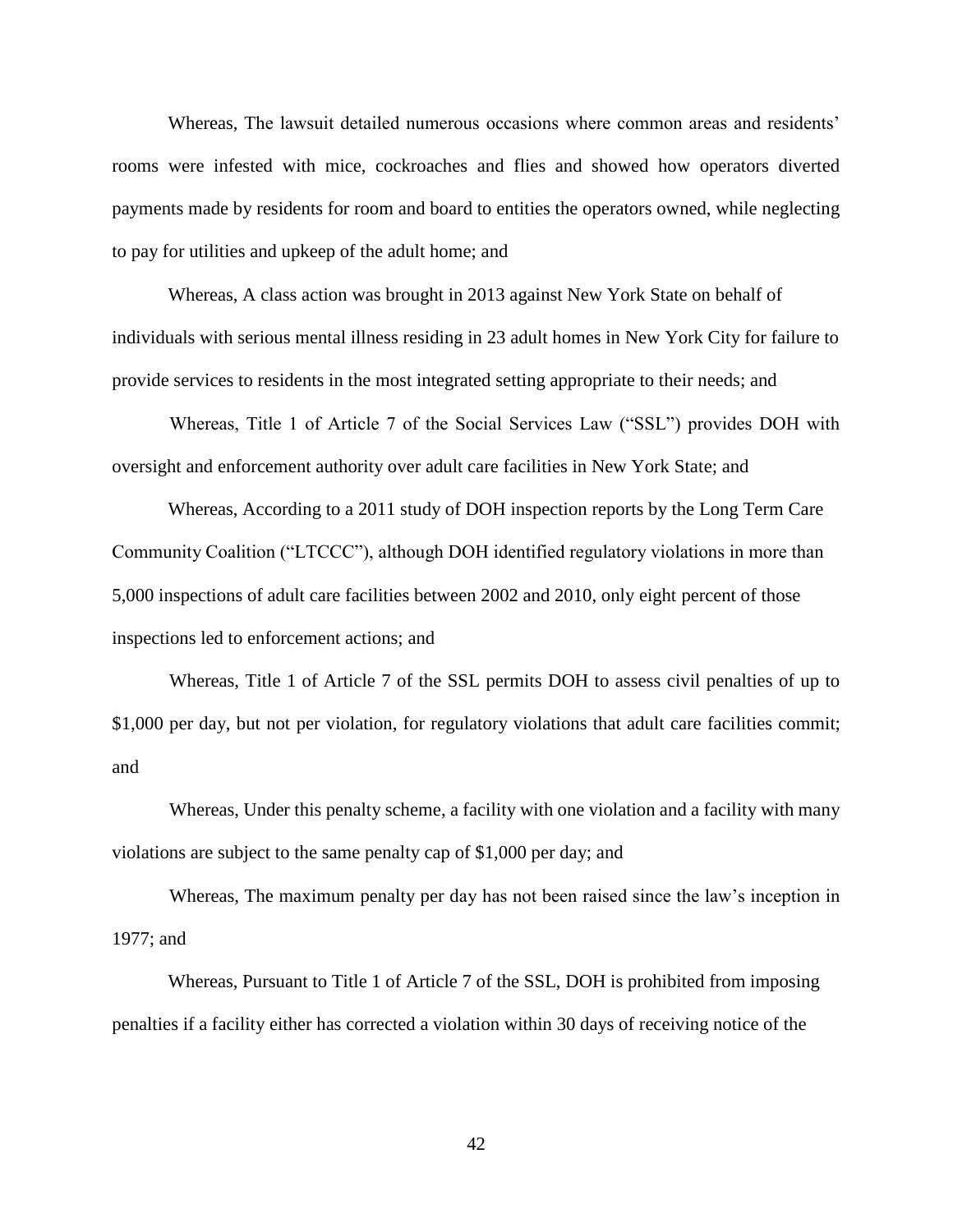Whereas, The lawsuit detailed numerous occasions where common areas and residents' rooms were infested with mice, cockroaches and flies and showed how operators diverted payments made by residents for room and board to entities the operators owned, while neglecting to pay for utilities and upkeep of the adult home; and

Whereas, A class action was brought in 2013 against New York State on behalf of individuals with serious mental illness residing in 23 adult homes in New York City for failure to provide services to residents in the most integrated setting appropriate to their needs; and

Whereas, Title 1 of Article 7 of the Social Services Law ("SSL") provides DOH with oversight and enforcement authority over adult care facilities in New York State; and

Whereas, According to a 2011 study of DOH inspection reports by the Long Term Care Community Coalition ("LTCCC"), although DOH identified regulatory violations in more than 5,000 inspections of adult care facilities between 2002 and 2010, only eight percent of those inspections led to enforcement actions; and

Whereas, Title 1 of Article 7 of the SSL permits DOH to assess civil penalties of up to $1,000 per day, but not per violation, for regulatory violations that adult care facilities commit; and

Whereas, Under this penalty scheme, a facility with one violation and a facility with many violations are subject to the same penalty cap of $1,000 per day; and

Whereas, The maximum penalty per day has not been raised since the law's inception in 1977; and

Whereas, Pursuant to Title 1 of Article 7 of the SSL, DOH is prohibited from imposing penalties if a facility either has corrected a violation within 30 days of receiving notice of the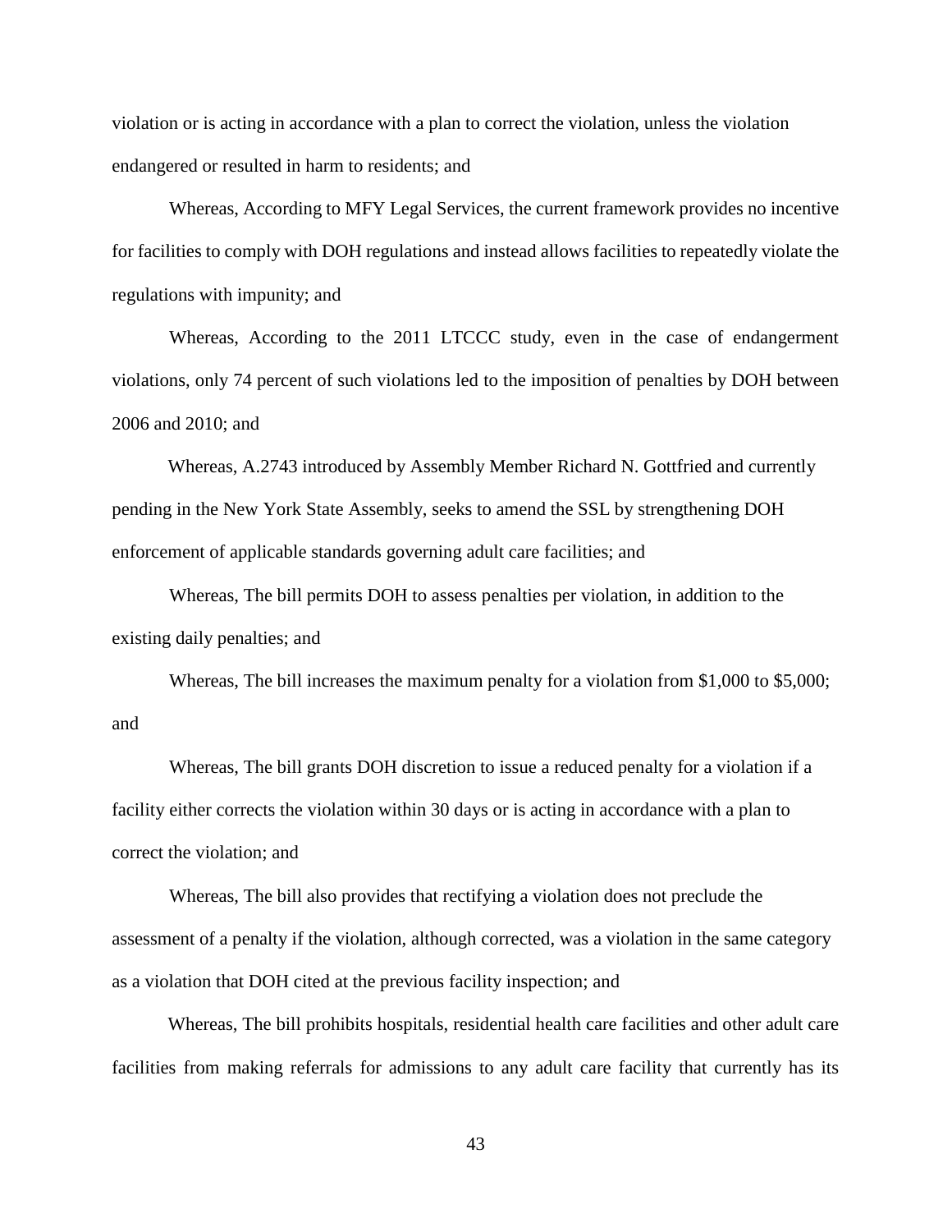violation or is acting in accordance with a plan to correct the violation, unless the violation endangered or resulted in harm to residents; and

Whereas, According to MFY Legal Services, the current framework provides no incentive for facilities to comply with DOH regulations and instead allows facilities to repeatedly violate the regulations with impunity; and

Whereas, According to the 2011 LTCCC study, even in the case of endangerment violations, only 74 percent of such violations led to the imposition of penalties by DOH between 2006 and 2010; and

Whereas, A.2743 introduced by Assembly Member Richard N. Gottfried and currently pending in the New York State Assembly, seeks to amend the SSL by strengthening DOH enforcement of applicable standards governing adult care facilities; and

Whereas, The bill permits DOH to assess penalties per violation, in addition to the existing daily penalties; and

Whereas, The bill increases the maximum penalty for a violation from $1,000 to $5,000; and

Whereas, The bill grants DOH discretion to issue a reduced penalty for a violation if a facility either corrects the violation within 30 days or is acting in accordance with a plan to correct the violation; and

Whereas, The bill also provides that rectifying a violation does not preclude the assessment of a penalty if the violation, although corrected, was a violation in the same category as a violation that DOH cited at the previous facility inspection; and

Whereas, The bill prohibits hospitals, residential health care facilities and other adult care facilities from making referrals for admissions to any adult care facility that currently has its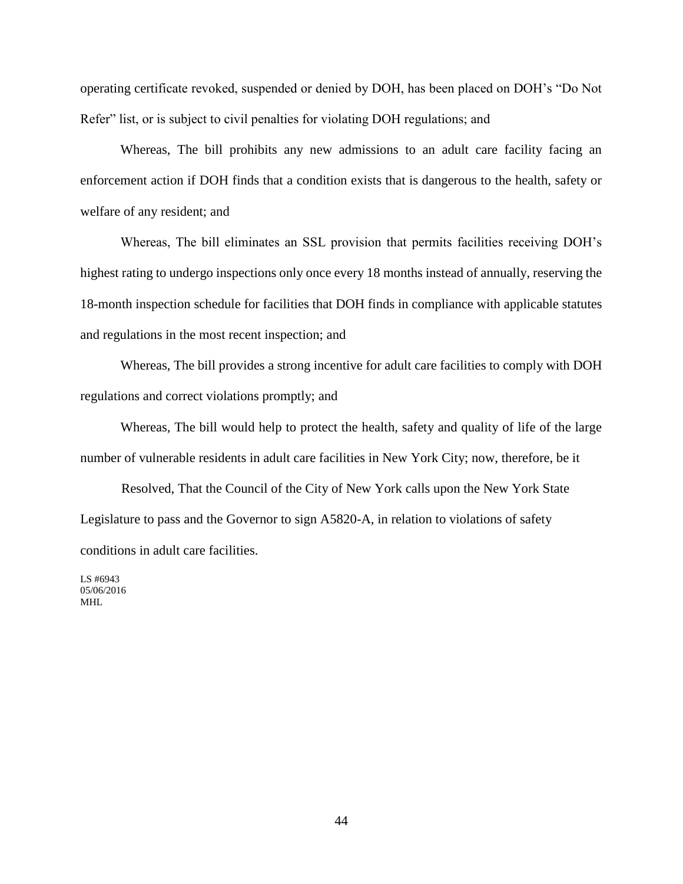operating certificate revoked, suspended or denied by DOH, has been placed on DOH's "Do Not Refer" list, or is subject to civil penalties for violating DOH regulations; and

Whereas, The bill prohibits any new admissions to an adult care facility facing an enforcement action if DOH finds that a condition exists that is dangerous to the health, safety or welfare of any resident; and

Whereas, The bill eliminates an SSL provision that permits facilities receiving DOH's highest rating to undergo inspections only once every 18 months instead of annually, reserving the 18-month inspection schedule for facilities that DOH finds in compliance with applicable statutes and regulations in the most recent inspection; and

Whereas, The bill provides a strong incentive for adult care facilities to comply with DOH regulations and correct violations promptly; and

Whereas, The bill would help to protect the health, safety and quality of life of the large number of vulnerable residents in adult care facilities in New York City; now, therefore, be it

Resolved, That the Council of the City of New York calls upon the New York State Legislature to pass and the Governor to sign A5820-A, in relation to violations of safety conditions in adult care facilities.

LS #6943
05/06/2016
MHL